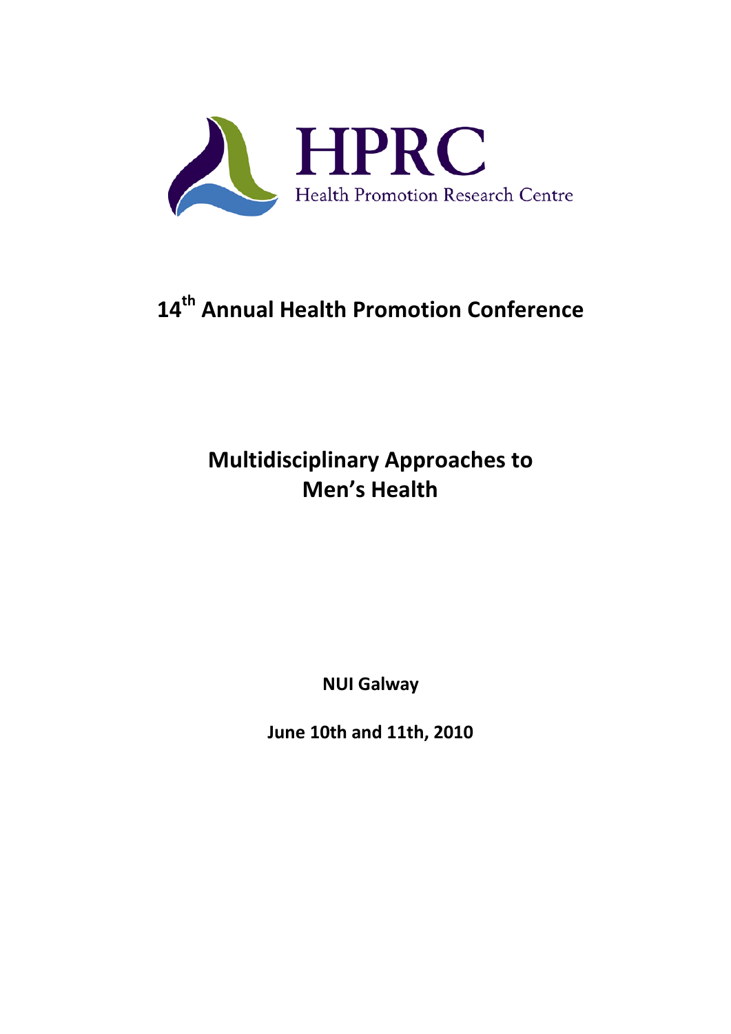HPRC

Health Promotion Research Centre

# 14th Annual Health Promotion Conference

## Multidisciplinary Approaches to Men's Health

**NUI Galway**

**June 10th and 11th, 2010**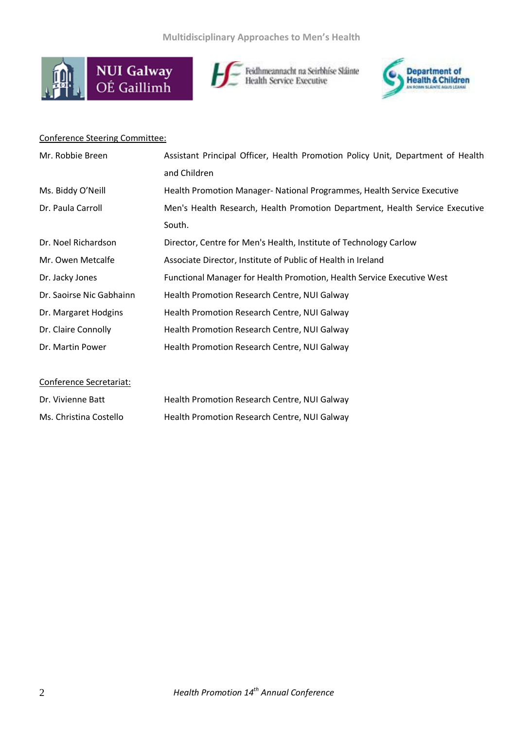Conference Steering Committee:

| | |
|---|---|
| Mr. Robbie Breen | Assistant Principal Officer, Health Promotion Policy Unit, Department of Health and Children |
| Ms. Biddy O'Neill | Health Promotion Manager- National Programmes, Health Service Executive |
| Dr. Paula Carroll | Men's Health Research, Health Promotion Department, Health Service Executive South. |
| Dr. Noel Richardson | Director, Centre for Men's Health, Institute of Technology Carlow |
| Mr. Owen Metcalfe | Associate Director, Institute of Public of Health in Ireland |
| Dr. Jacky Jones | Functional Manager for Health Promotion, Health Service Executive West |
| Dr. Saoirse Nic Gabhainn | Health Promotion Research Centre, NUI Galway |
| Dr. Margaret Hodgins | Health Promotion Research Centre, NUI Galway |
| Dr. Claire Connolly | Health Promotion Research Centre, NUI Galway |
| Dr. Martin Power | Health Promotion Research Centre, NUI Galway |

Conference Secretariat:

| | |
|---|---|
| Dr. Vivienne Batt | Health Promotion Research Centre, NUI Galway |
| Ms. Christina Costello | Health Promotion Research Centre, NUI Galway |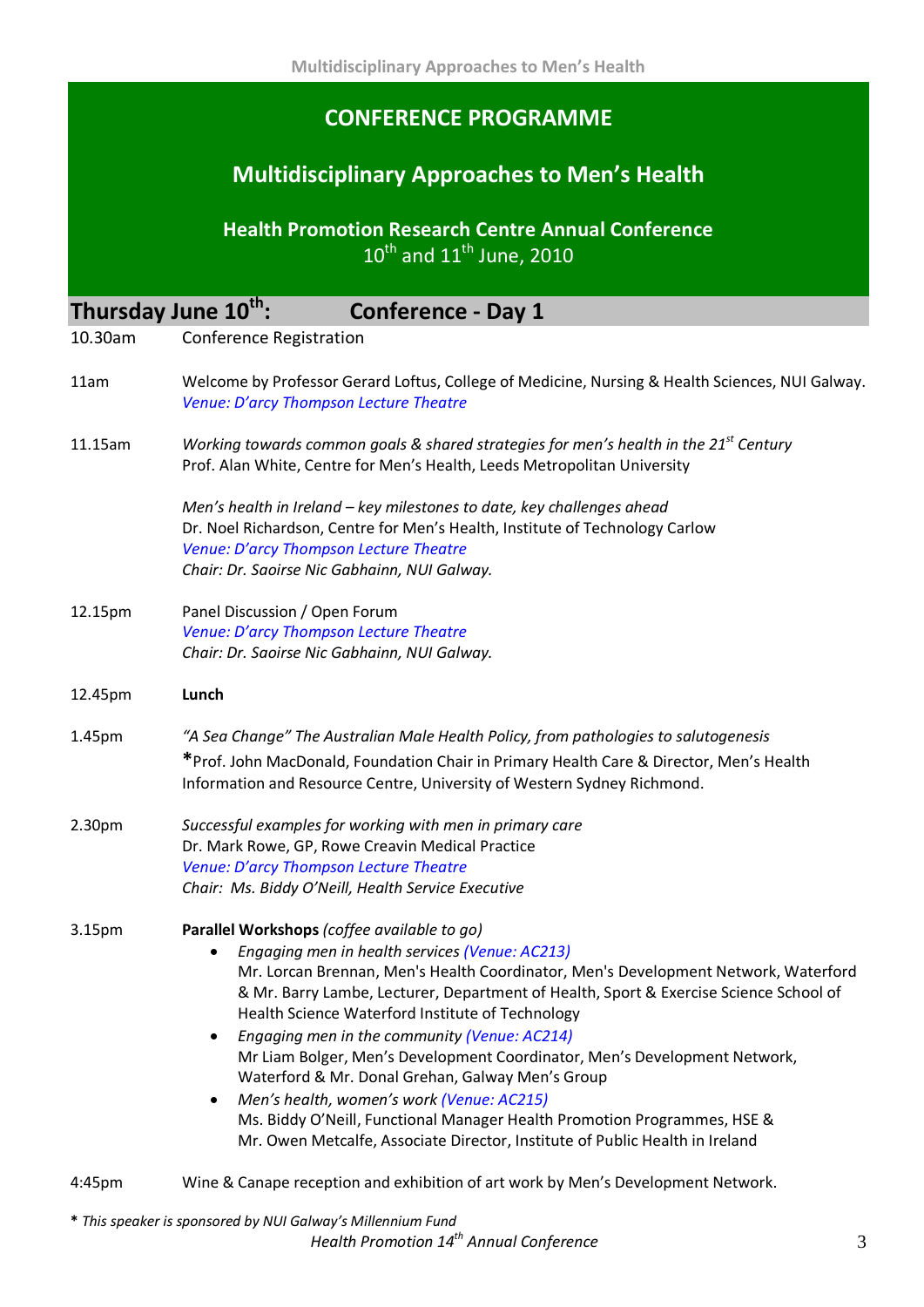# CONFERENCE PROGRAMME

## Multidisciplinary Approaches to Men's Health

### Health Promotion Research Centre Annual Conference

10th and 11th June, 2010

## Thursday June 10th: Conference - Day 1

| | |
|---|---|
| 10.30am | Conference Registration |
| 11am | Welcome by Professor Gerard Loftus, College of Medicine, Nursing & Health Sciences, NUI Galway.<br>*Venue: D'arcy Thompson Lecture Theatre* |
| 11.15am | *Working towards common goals & shared strategies for men's health in the 21st Century*<br>Prof. Alan White, Centre for Men's Health, Leeds Metropolitan University<br><br>*Men's health in Ireland – key milestones to date, key challenges ahead*<br>Dr. Noel Richardson, Centre for Men's Health, Institute of Technology Carlow<br>*Venue: D'arcy Thompson Lecture Theatre*<br>*Chair: Dr. Saoirse Nic Gabhainn, NUI Galway.* |
| 12.15pm | Panel Discussion / Open Forum<br>*Venue: D'arcy Thompson Lecture Theatre*<br>*Chair: Dr. Saoirse Nic Gabhainn, NUI Galway.* |
| 12.45pm | **Lunch** |
| 1.45pm | *"A Sea Change" The Australian Male Health Policy, from pathologies to salutogenesis*<br>*Prof. John MacDonald, Foundation Chair in Primary Health Care & Director, Men's Health Information and Resource Centre, University of Western Sydney Richmond. |
| 2.30pm | *Successful examples for working with men in primary care*<br>Dr. Mark Rowe, GP, Rowe Creavin Medical Practice<br>*Venue: D'arcy Thompson Lecture Theatre*<br>*Chair: Ms. Biddy O'Neill, Health Service Executive* |
| 3.15pm | **Parallel Workshops** *(coffee available to go)*<br>• *Engaging men in health services (Venue: AC213)*<br>Mr. Lorcan Brennan, Men's Health Coordinator, Men's Development Network, Waterford & Mr. Barry Lambe, Lecturer, Department of Health, Sport & Exercise Science School of Health Science Waterford Institute of Technology<br>• *Engaging men in the community (Venue: AC214)*<br>Mr Liam Bolger, Men's Development Coordinator, Men's Development Network, Waterford & Mr. Donal Grehan, Galway Men's Group<br>• *Men's health, women's work (Venue: AC215)*<br>Ms. Biddy O'Neill, Functional Manager Health Promotion Programmes, HSE & Mr. Owen Metcalfe, Associate Director, Institute of Public Health in Ireland |
| 4:45pm | Wine & Canape reception and exhibition of art work by Men's Development Network. |

*\* This speaker is sponsored by NUI Galway's Millennium Fund*

*Health Promotion 14th Annual Conference*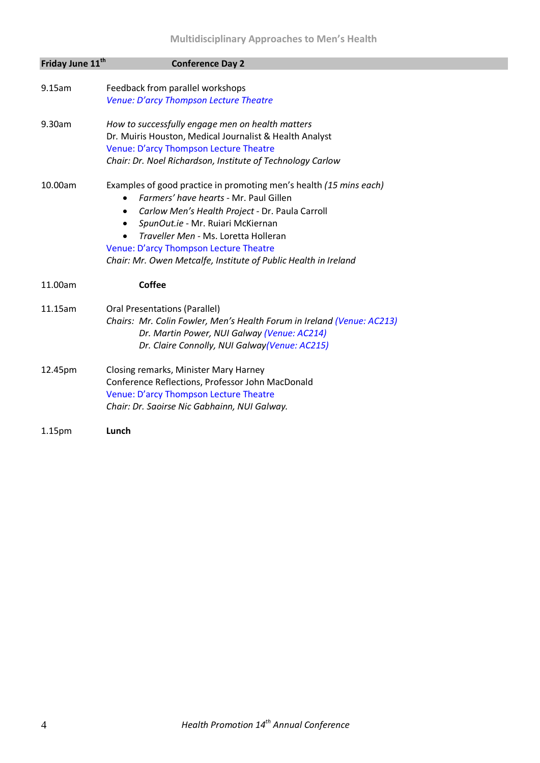## Friday June 11th — Conference Day 2

**9.15am**

Feedback from parallel workshops
*Venue: D'arcy Thompson Lecture Theatre*

**9.30am**

*How to successfully engage men on health matters*
Dr. Muiris Houston, Medical Journalist & Health Analyst
Venue: D'arcy Thompson Lecture Theatre
*Chair: Dr. Noel Richardson, Institute of Technology Carlow*

**10.00am**

Examples of good practice in promoting men's health *(15 mins each)*

- *Farmers' have hearts* - Mr. Paul Gillen
- *Carlow Men's Health Project* - Dr. Paula Carroll
- *SpunOut.ie* - Mr. Ruiari McKiernan
- *Traveller Men* - Ms. Loretta Holleran

Venue: D'arcy Thompson Lecture Theatre
*Chair: Mr. Owen Metcalfe, Institute of Public Health in Ireland*

**11.00am**

**Coffee**

**11.15am**

Oral Presentations (Parallel)
*Chairs: Mr. Colin Fowler, Men's Health Forum in Ireland (Venue: AC213)*
*Dr. Martin Power, NUI Galway (Venue: AC214)*
*Dr. Claire Connolly, NUI Galway(Venue: AC215)*

**12.45pm**

Closing remarks, Minister Mary Harney
Conference Reflections, Professor John MacDonald
Venue: D'arcy Thompson Lecture Theatre
*Chair: Dr. Saoirse Nic Gabhainn, NUI Galway.*

**1.15pm**

**Lunch**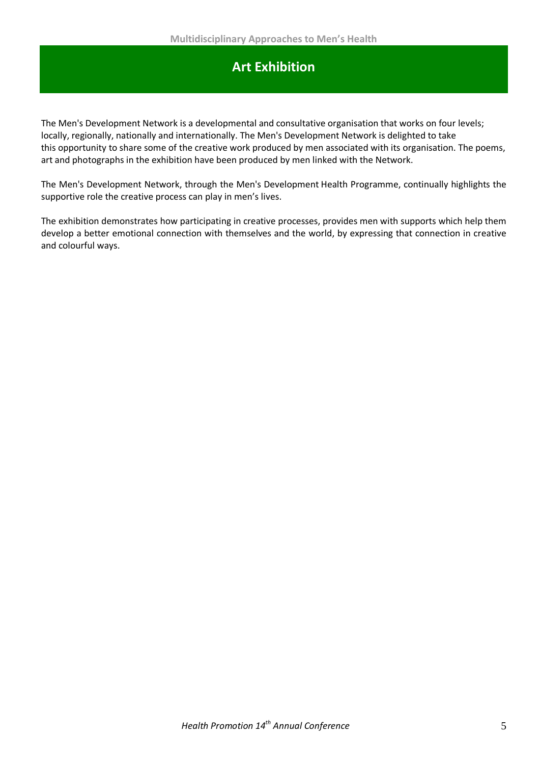# Art Exhibition

The Men's Development Network is a developmental and consultative organisation that works on four levels; locally, regionally, nationally and internationally. The Men's Development Network is delighted to take this opportunity to share some of the creative work produced by men associated with its organisation. The poems, art and photographs in the exhibition have been produced by men linked with the Network.

The Men's Development Network, through the Men's Development Health Programme, continually highlights the supportive role the creative process can play in men's lives.

The exhibition demonstrates how participating in creative processes, provides men with supports which help them develop a better emotional connection with themselves and the world, by expressing that connection in creative and colourful ways.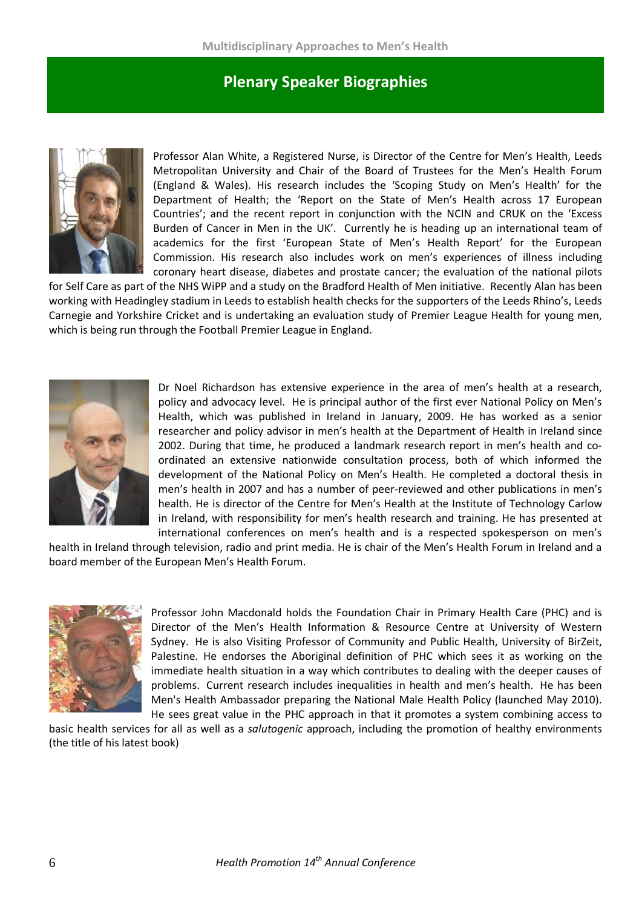# Plenary Speaker Biographies

Professor Alan White, a Registered Nurse, is Director of the Centre for Men's Health, Leeds Metropolitan University and Chair of the Board of Trustees for the Men's Health Forum (England & Wales). His research includes the 'Scoping Study on Men's Health' for the Department of Health; the 'Report on the State of Men's Health across 17 European Countries'; and the recent report in conjunction with the NCIN and CRUK on the 'Excess Burden of Cancer in Men in the UK'. Currently he is heading up an international team of academics for the first 'European State of Men's Health Report' for the European Commission. His research also includes work on men's experiences of illness including coronary heart disease, diabetes and prostate cancer; the evaluation of the national pilots for Self Care as part of the NHS WiPP and a study on the Bradford Health of Men initiative. Recently Alan has been working with Headingley stadium in Leeds to establish health checks for the supporters of the Leeds Rhino's, Leeds Carnegie and Yorkshire Cricket and is undertaking an evaluation study of Premier League Health for young men, which is being run through the Football Premier League in England.

Dr Noel Richardson has extensive experience in the area of men's health at a research, policy and advocacy level. He is principal author of the first ever National Policy on Men's Health, which was published in Ireland in January, 2009. He has worked as a senior researcher and policy advisor in men's health at the Department of Health in Ireland since 2002. During that time, he produced a landmark research report in men's health and co-ordinated an extensive nationwide consultation process, both of which informed the development of the National Policy on Men's Health. He completed a doctoral thesis in men's health in 2007 and has a number of peer-reviewed and other publications in men's health. He is director of the Centre for Men's Health at the Institute of Technology Carlow in Ireland, with responsibility for men's health research and training. He has presented at international conferences on men's health and is a respected spokesperson on men's health in Ireland through television, radio and print media. He is chair of the Men's Health Forum in Ireland and a board member of the European Men's Health Forum.

Professor John Macdonald holds the Foundation Chair in Primary Health Care (PHC) and is Director of the Men's Health Information & Resource Centre at University of Western Sydney. He is also Visiting Professor of Community and Public Health, University of BirZeit, Palestine. He endorses the Aboriginal definition of PHC which sees it as working on the immediate health situation in a way which contributes to dealing with the deeper causes of problems. Current research includes inequalities in health and men's health. He has been Men's Health Ambassador preparing the National Male Health Policy (launched May 2010). He sees great value in the PHC approach in that it promotes a system combining access to basic health services for all as well as a *salutogenic* approach, including the promotion of healthy environments (the title of his latest book)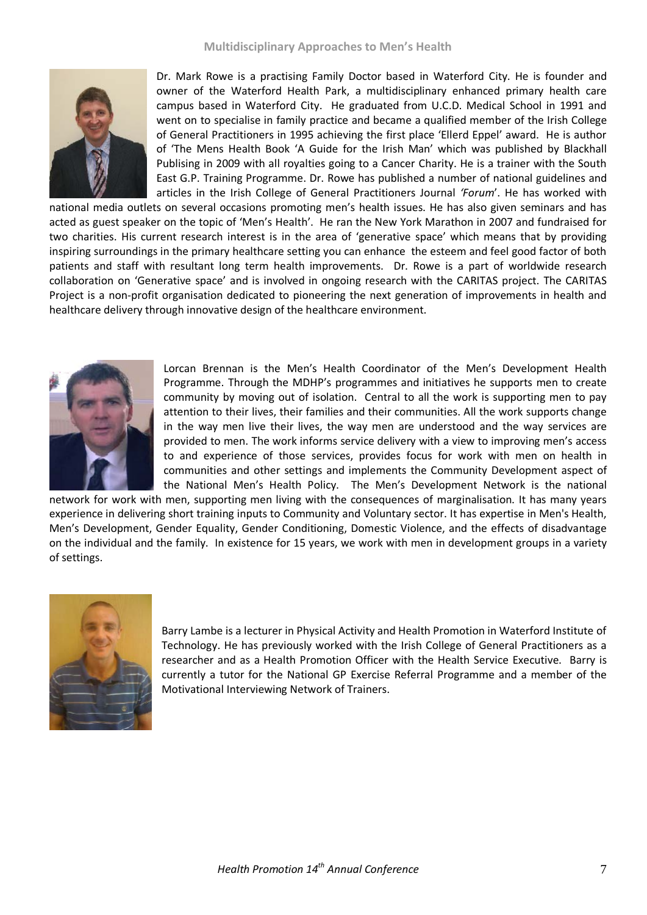Dr. Mark Rowe is a practising Family Doctor based in Waterford City. He is founder and owner of the Waterford Health Park, a multidisciplinary enhanced primary health care campus based in Waterford City. He graduated from U.C.D. Medical School in 1991 and went on to specialise in family practice and became a qualified member of the Irish College of General Practitioners in 1995 achieving the first place 'Ellerd Eppel' award. He is author of 'The Mens Health Book 'A Guide for the Irish Man' which was published by Blackhall Publising in 2009 with all royalties going to a Cancer Charity. He is a trainer with the South East G.P. Training Programme. Dr. Rowe has published a number of national guidelines and articles in the Irish College of General Practitioners Journal *'Forum*'. He has worked with national media outlets on several occasions promoting men's health issues. He has also given seminars and has acted as guest speaker on the topic of 'Men's Health'. He ran the New York Marathon in 2007 and fundraised for two charities. His current research interest is in the area of 'generative space' which means that by providing inspiring surroundings in the primary healthcare setting you can enhance the esteem and feel good factor of both patients and staff with resultant long term health improvements. Dr. Rowe is a part of worldwide research collaboration on 'Generative space' and is involved in ongoing research with the CARITAS project. The CARITAS Project is a non-profit organisation dedicated to pioneering the next generation of improvements in health and healthcare delivery through innovative design of the healthcare environment.

Lorcan Brennan is the Men's Health Coordinator of the Men's Development Health Programme. Through the MDHP's programmes and initiatives he supports men to create community by moving out of isolation. Central to all the work is supporting men to pay attention to their lives, their families and their communities. All the work supports change in the way men live their lives, the way men are understood and the way services are provided to men. The work informs service delivery with a view to improving men's access to and experience of those services, provides focus for work with men on health in communities and other settings and implements the Community Development aspect of the National Men's Health Policy. The Men's Development Network is the national network for work with men, supporting men living with the consequences of marginalisation. It has many years experience in delivering short training inputs to Community and Voluntary sector. It has expertise in Men's Health, Men's Development, Gender Equality, Gender Conditioning, Domestic Violence, and the effects of disadvantage on the individual and the family. In existence for 15 years, we work with men in development groups in a variety of settings.

Barry Lambe is a lecturer in Physical Activity and Health Promotion in Waterford Institute of Technology. He has previously worked with the Irish College of General Practitioners as a researcher and as a Health Promotion Officer with the Health Service Executive. Barry is currently a tutor for the National GP Exercise Referral Programme and a member of the Motivational Interviewing Network of Trainers.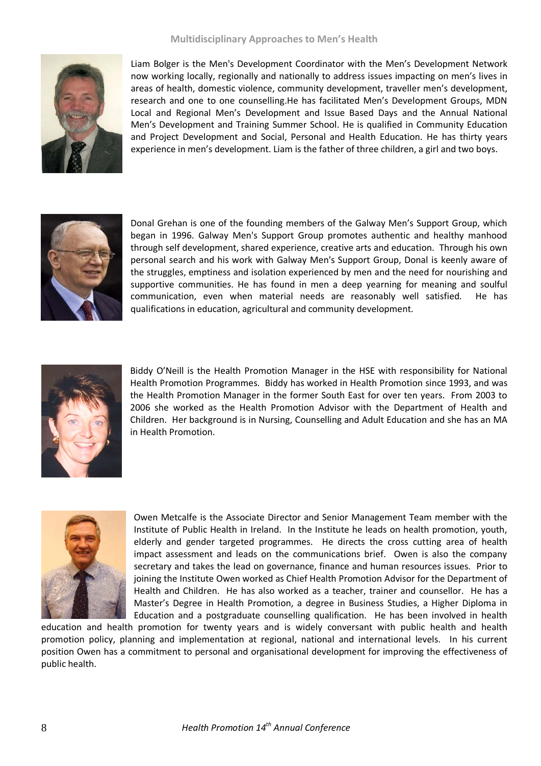Liam Bolger is the Men's Development Coordinator with the Men's Development Network now working locally, regionally and nationally to address issues impacting on men's lives in areas of health, domestic violence, community development, traveller men's development, research and one to one counselling.He has facilitated Men's Development Groups, MDN Local and Regional Men's Development and Issue Based Days and the Annual National Men's Development and Training Summer School. He is qualified in Community Education and Project Development and Social, Personal and Health Education. He has thirty years experience in men's development. Liam is the father of three children, a girl and two boys.

Donal Grehan is one of the founding members of the Galway Men's Support Group, which began in 1996. Galway Men's Support Group promotes authentic and healthy manhood through self development, shared experience, creative arts and education. Through his own personal search and his work with Galway Men's Support Group, Donal is keenly aware of the struggles, emptiness and isolation experienced by men and the need for nourishing and supportive communities. He has found in men a deep yearning for meaning and soulful communication, even when material needs are reasonably well satisfied. He has qualifications in education, agricultural and community development.

Biddy O'Neill is the Health Promotion Manager in the HSE with responsibility for National Health Promotion Programmes. Biddy has worked in Health Promotion since 1993, and was the Health Promotion Manager in the former South East for over ten years. From 2003 to 2006 she worked as the Health Promotion Advisor with the Department of Health and Children. Her background is in Nursing, Counselling and Adult Education and she has an MA in Health Promotion.

Owen Metcalfe is the Associate Director and Senior Management Team member with the Institute of Public Health in Ireland. In the Institute he leads on health promotion, youth, elderly and gender targeted programmes. He directs the cross cutting area of health impact assessment and leads on the communications brief. Owen is also the company secretary and takes the lead on governance, finance and human resources issues. Prior to joining the Institute Owen worked as Chief Health Promotion Advisor for the Department of Health and Children. He has also worked as a teacher, trainer and counsellor. He has a Master's Degree in Health Promotion, a degree in Business Studies, a Higher Diploma in Education and a postgraduate counselling qualification. He has been involved in health education and health promotion for twenty years and is widely conversant with public health and health promotion policy, planning and implementation at regional, national and international levels. In his current position Owen has a commitment to personal and organisational development for improving the effectiveness of public health.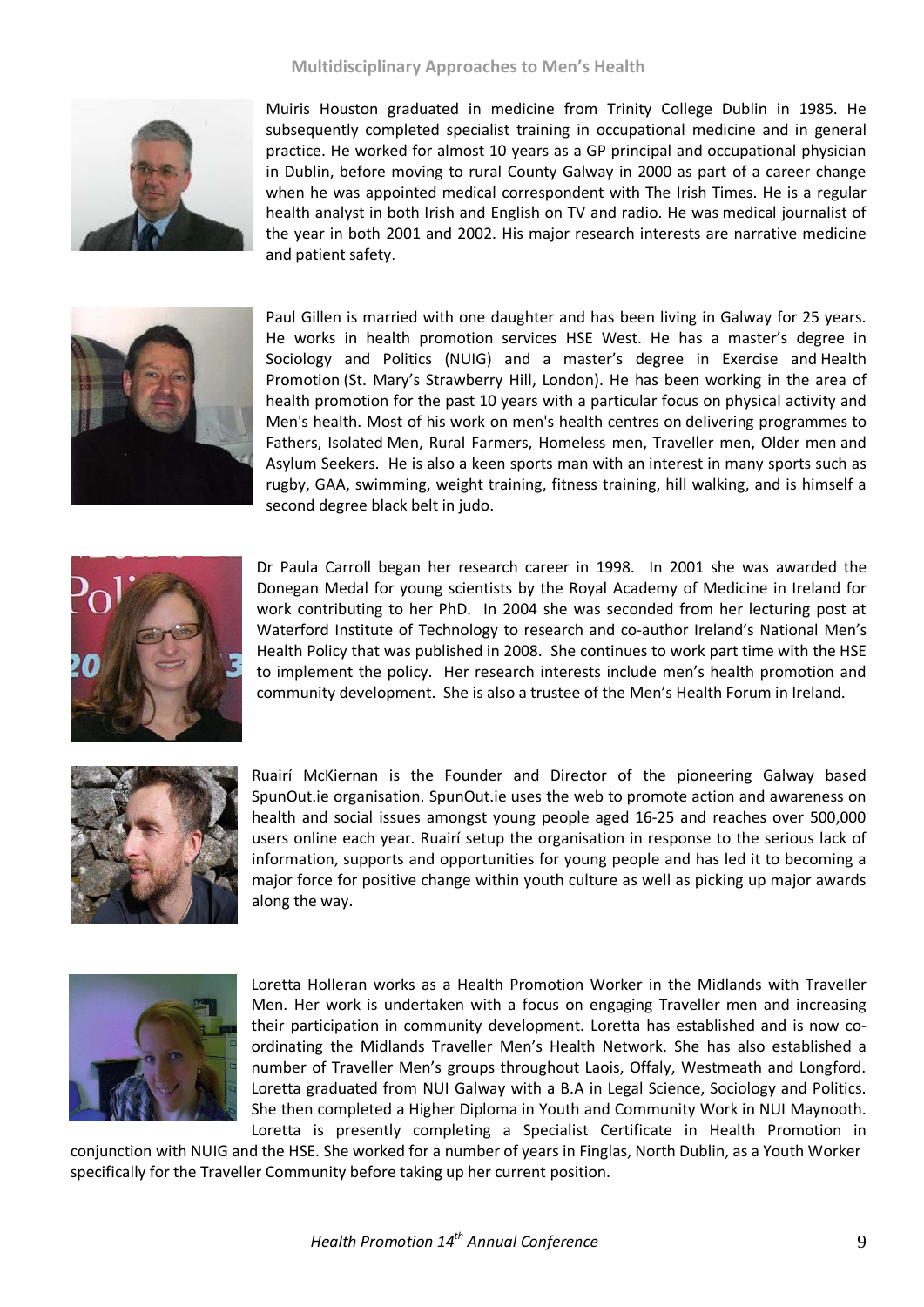Muiris Houston graduated in medicine from Trinity College Dublin in 1985. He subsequently completed specialist training in occupational medicine and in general practice. He worked for almost 10 years as a GP principal and occupational physician in Dublin, before moving to rural County Galway in 2000 as part of a career change when he was appointed medical correspondent with The Irish Times. He is a regular health analyst in both Irish and English on TV and radio. He was medical journalist of the year in both 2001 and 2002. His major research interests are narrative medicine and patient safety.

Paul Gillen is married with one daughter and has been living in Galway for 25 years. He works in health promotion services HSE West. He has a master's degree in Sociology and Politics (NUIG) and a master's degree in Exercise and Health Promotion (St. Mary's Strawberry Hill, London). He has been working in the area of health promotion for the past 10 years with a particular focus on physical activity and Men's health. Most of his work on men's health centres on delivering programmes to Fathers, Isolated Men, Rural Farmers, Homeless men, Traveller men, Older men and Asylum Seekers. He is also a keen sports man with an interest in many sports such as rugby, GAA, swimming, weight training, fitness training, hill walking, and is himself a second degree black belt in judo.

Dr Paula Carroll began her research career in 1998. In 2001 she was awarded the Donegan Medal for young scientists by the Royal Academy of Medicine in Ireland for work contributing to her PhD. In 2004 she was seconded from her lecturing post at Waterford Institute of Technology to research and co-author Ireland's National Men's Health Policy that was published in 2008. She continues to work part time with the HSE to implement the policy. Her research interests include men's health promotion and community development. She is also a trustee of the Men's Health Forum in Ireland.

Ruairí McKiernan is the Founder and Director of the pioneering Galway based SpunOut.ie organisation. SpunOut.ie uses the web to promote action and awareness on health and social issues amongst young people aged 16-25 and reaches over 500,000 users online each year. Ruairí setup the organisation in response to the serious lack of information, supports and opportunities for young people and has led it to becoming a major force for positive change within youth culture as well as picking up major awards along the way.

Loretta Holleran works as a Health Promotion Worker in the Midlands with Traveller Men. Her work is undertaken with a focus on engaging Traveller men and increasing their participation in community development. Loretta has established and is now co-ordinating the Midlands Traveller Men's Health Network. She has also established a number of Traveller Men's groups throughout Laois, Offaly, Westmeath and Longford. Loretta graduated from NUI Galway with a B.A in Legal Science, Sociology and Politics. She then completed a Higher Diploma in Youth and Community Work in NUI Maynooth. Loretta is presently completing a Specialist Certificate in Health Promotion in conjunction with NUIG and the HSE. She worked for a number of years in Finglas, North Dublin, as a Youth Worker specifically for the Traveller Community before taking up her current position.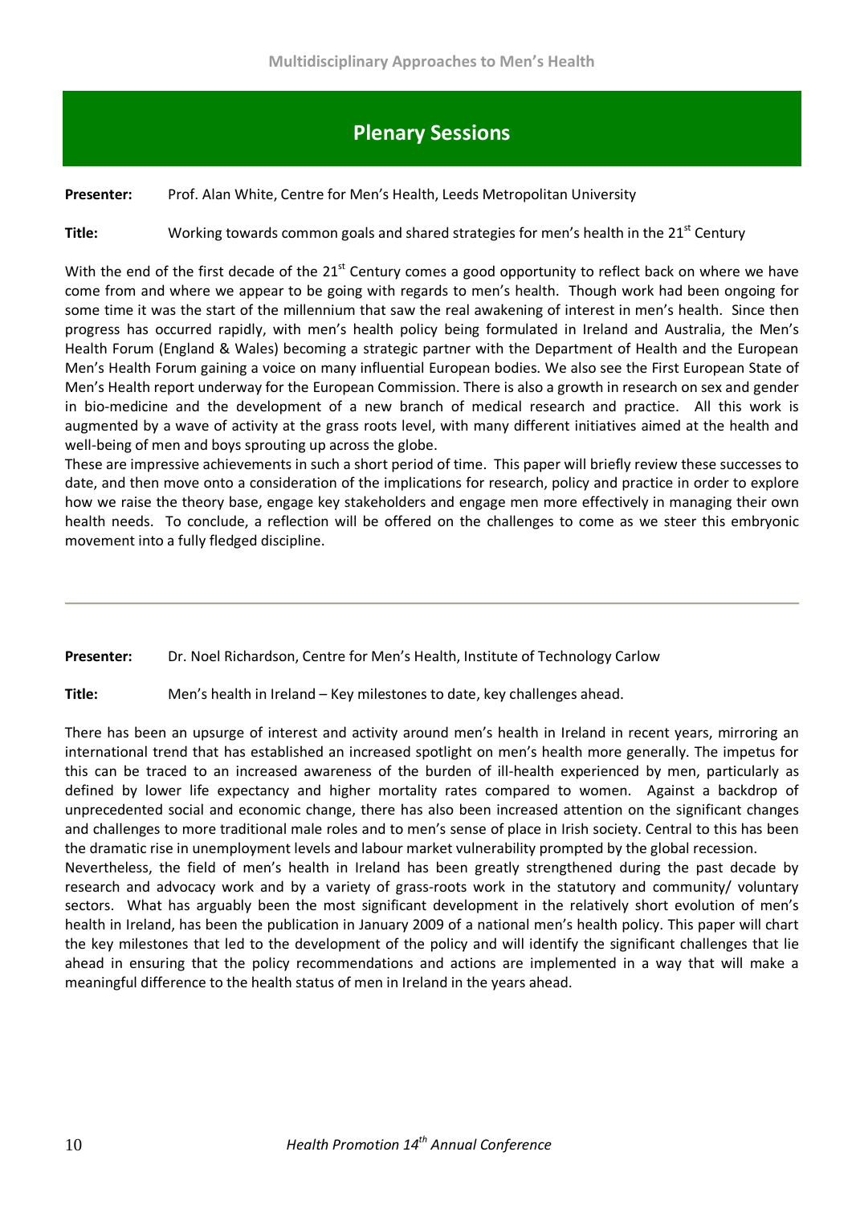# Plenary Sessions

**Presenter:** Prof. Alan White, Centre for Men's Health, Leeds Metropolitan University

**Title:** Working towards common goals and shared strategies for men's health in the 21st Century

With the end of the first decade of the 21st Century comes a good opportunity to reflect back on where we have come from and where we appear to be going with regards to men's health. Though work had been ongoing for some time it was the start of the millennium that saw the real awakening of interest in men's health. Since then progress has occurred rapidly, with men's health policy being formulated in Ireland and Australia, the Men's Health Forum (England & Wales) becoming a strategic partner with the Department of Health and the European Men's Health Forum gaining a voice on many influential European bodies. We also see the First European State of Men's Health report underway for the European Commission. There is also a growth in research on sex and gender in bio-medicine and the development of a new branch of medical research and practice. All this work is augmented by a wave of activity at the grass roots level, with many different initiatives aimed at the health and well-being of men and boys sprouting up across the globe.

These are impressive achievements in such a short period of time. This paper will briefly review these successes to date, and then move onto a consideration of the implications for research, policy and practice in order to explore how we raise the theory base, engage key stakeholders and engage men more effectively in managing their own health needs. To conclude, a reflection will be offered on the challenges to come as we steer this embryonic movement into a fully fledged discipline.

---

**Presenter:** Dr. Noel Richardson, Centre for Men's Health, Institute of Technology Carlow

**Title:** Men's health in Ireland – Key milestones to date, key challenges ahead.

There has been an upsurge of interest and activity around men's health in Ireland in recent years, mirroring an international trend that has established an increased spotlight on men's health more generally. The impetus for this can be traced to an increased awareness of the burden of ill-health experienced by men, particularly as defined by lower life expectancy and higher mortality rates compared to women. Against a backdrop of unprecedented social and economic change, there has also been increased attention on the significant changes and challenges to more traditional male roles and to men's sense of place in Irish society. Central to this has been the dramatic rise in unemployment levels and labour market vulnerability prompted by the global recession.

Nevertheless, the field of men's health in Ireland has been greatly strengthened during the past decade by research and advocacy work and by a variety of grass-roots work in the statutory and community/ voluntary sectors. What has arguably been the most significant development in the relatively short evolution of men's health in Ireland, has been the publication in January 2009 of a national men's health policy. This paper will chart the key milestones that led to the development of the policy and will identify the significant challenges that lie ahead in ensuring that the policy recommendations and actions are implemented in a way that will make a meaningful difference to the health status of men in Ireland in the years ahead.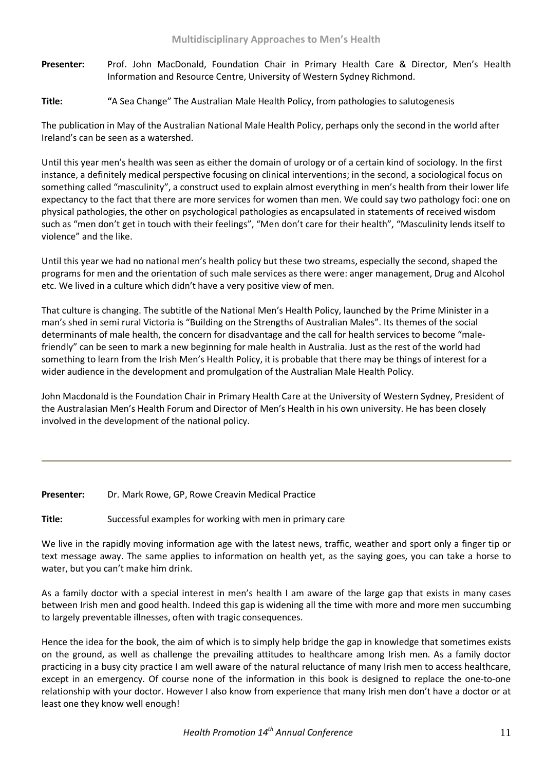**Presenter:** Prof. John MacDonald, Foundation Chair in Primary Health Care & Director, Men's Health Information and Resource Centre, University of Western Sydney Richmond.

**Title:** **"**A Sea Change" The Australian Male Health Policy, from pathologies to salutogenesis

The publication in May of the Australian National Male Health Policy, perhaps only the second in the world after Ireland's can be seen as a watershed.

Until this year men's health was seen as either the domain of urology or of a certain kind of sociology. In the first instance, a definitely medical perspective focusing on clinical interventions; in the second, a sociological focus on something called "masculinity", a construct used to explain almost everything in men's health from their lower life expectancy to the fact that there are more services for women than men. We could say two pathology foci: one on physical pathologies, the other on psychological pathologies as encapsulated in statements of received wisdom such as "men don't get in touch with their feelings", "Men don't care for their health", "Masculinity lends itself to violence" and the like.

Until this year we had no national men's health policy but these two streams, especially the second, shaped the programs for men and the orientation of such male services as there were: anger management, Drug and Alcohol etc. We lived in a culture which didn't have a very positive view of men.

That culture is changing. The subtitle of the National Men's Health Policy, launched by the Prime Minister in a man's shed in semi rural Victoria is "Building on the Strengths of Australian Males". Its themes of the social determinants of male health, the concern for disadvantage and the call for health services to become "male-friendly" can be seen to mark a new beginning for male health in Australia. Just as the rest of the world had something to learn from the Irish Men's Health Policy, it is probable that there may be things of interest for a wider audience in the development and promulgation of the Australian Male Health Policy.

John Macdonald is the Foundation Chair in Primary Health Care at the University of Western Sydney, President of the Australasian Men's Health Forum and Director of Men's Health in his own university. He has been closely involved in the development of the national policy.

---

**Presenter:** Dr. Mark Rowe, GP, Rowe Creavin Medical Practice

**Title:** Successful examples for working with men in primary care

We live in the rapidly moving information age with the latest news, traffic, weather and sport only a finger tip or text message away. The same applies to information on health yet, as the saying goes, you can take a horse to water, but you can't make him drink.

As a family doctor with a special interest in men's health I am aware of the large gap that exists in many cases between Irish men and good health. Indeed this gap is widening all the time with more and more men succumbing to largely preventable illnesses, often with tragic consequences.

Hence the idea for the book, the aim of which is to simply help bridge the gap in knowledge that sometimes exists on the ground, as well as challenge the prevailing attitudes to healthcare among Irish men. As a family doctor practicing in a busy city practice I am well aware of the natural reluctance of many Irish men to access healthcare, except in an emergency. Of course none of the information in this book is designed to replace the one-to-one relationship with your doctor. However I also know from experience that many Irish men don't have a doctor or at least one they know well enough!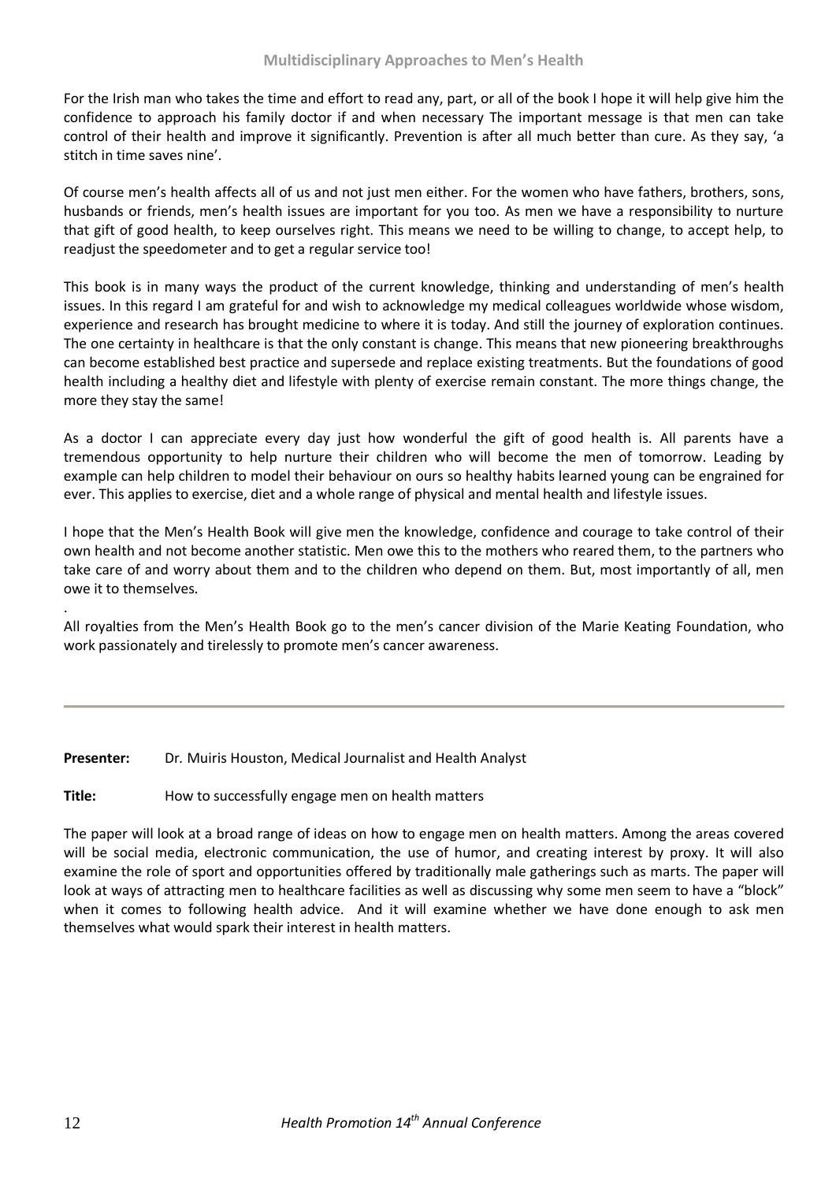For the Irish man who takes the time and effort to read any, part, or all of the book I hope it will help give him the confidence to approach his family doctor if and when necessary The important message is that men can take control of their health and improve it significantly. Prevention is after all much better than cure. As they say, 'a stitch in time saves nine'.

Of course men's health affects all of us and not just men either. For the women who have fathers, brothers, sons, husbands or friends, men's health issues are important for you too. As men we have a responsibility to nurture that gift of good health, to keep ourselves right. This means we need to be willing to change, to accept help, to readjust the speedometer and to get a regular service too!

This book is in many ways the product of the current knowledge, thinking and understanding of men's health issues. In this regard I am grateful for and wish to acknowledge my medical colleagues worldwide whose wisdom, experience and research has brought medicine to where it is today. And still the journey of exploration continues. The one certainty in healthcare is that the only constant is change. This means that new pioneering breakthroughs can become established best practice and supersede and replace existing treatments. But the foundations of good health including a healthy diet and lifestyle with plenty of exercise remain constant. The more things change, the more they stay the same!

As a doctor I can appreciate every day just how wonderful the gift of good health is. All parents have a tremendous opportunity to help nurture their children who will become the men of tomorrow. Leading by example can help children to model their behaviour on ours so healthy habits learned young can be engrained for ever. This applies to exercise, diet and a whole range of physical and mental health and lifestyle issues.

I hope that the Men's Health Book will give men the knowledge, confidence and courage to take control of their own health and not become another statistic. Men owe this to the mothers who reared them, to the partners who take care of and worry about them and to the children who depend on them. But, most importantly of all, men owe it to themselves.

.

All royalties from the Men's Health Book go to the men's cancer division of the Marie Keating Foundation, who work passionately and tirelessly to promote men's cancer awareness.

---

**Presenter:** Dr. Muiris Houston, Medical Journalist and Health Analyst

**Title:** How to successfully engage men on health matters

The paper will look at a broad range of ideas on how to engage men on health matters. Among the areas covered will be social media, electronic communication, the use of humor, and creating interest by proxy. It will also examine the role of sport and opportunities offered by traditionally male gatherings such as marts. The paper will look at ways of attracting men to healthcare facilities as well as discussing why some men seem to have a "block" when it comes to following health advice. And it will examine whether we have done enough to ask men themselves what would spark their interest in health matters.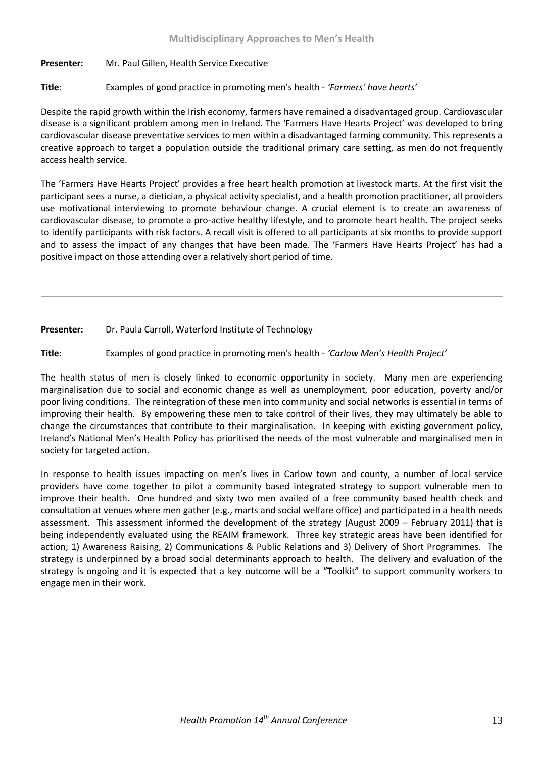**Presenter:** Mr. Paul Gillen, Health Service Executive

**Title:** Examples of good practice in promoting men's health - *'Farmers' have hearts'*

Despite the rapid growth within the Irish economy, farmers have remained a disadvantaged group. Cardiovascular disease is a significant problem among men in Ireland. The 'Farmers Have Hearts Project' was developed to bring cardiovascular disease preventative services to men within a disadvantaged farming community. This represents a creative approach to target a population outside the traditional primary care setting, as men do not frequently access health service.

The 'Farmers Have Hearts Project' provides a free heart health promotion at livestock marts. At the first visit the participant sees a nurse, a dietician, a physical activity specialist, and a health promotion practitioner, all providers use motivational interviewing to promote behaviour change. A crucial element is to create an awareness of cardiovascular disease, to promote a pro-active healthy lifestyle, and to promote heart health. The project seeks to identify participants with risk factors. A recall visit is offered to all participants at six months to provide support and to assess the impact of any changes that have been made. The 'Farmers Have Hearts Project' has had a positive impact on those attending over a relatively short period of time.

---

**Presenter:** Dr. Paula Carroll, Waterford Institute of Technology

**Title:** Examples of good practice in promoting men's health - *'Carlow Men's Health Project'*

The health status of men is closely linked to economic opportunity in society. Many men are experiencing marginalisation due to social and economic change as well as unemployment, poor education, poverty and/or poor living conditions. The reintegration of these men into community and social networks is essential in terms of improving their health. By empowering these men to take control of their lives, they may ultimately be able to change the circumstances that contribute to their marginalisation. In keeping with existing government policy, Ireland's National Men's Health Policy has prioritised the needs of the most vulnerable and marginalised men in society for targeted action.

In response to health issues impacting on men's lives in Carlow town and county, a number of local service providers have come together to pilot a community based integrated strategy to support vulnerable men to improve their health. One hundred and sixty two men availed of a free community based health check and consultation at venues where men gather (e.g., marts and social welfare office) and participated in a health needs assessment. This assessment informed the development of the strategy (August 2009 – February 2011) that is being independently evaluated using the REAIM framework. Three key strategic areas have been identified for action; 1) Awareness Raising, 2) Communications & Public Relations and 3) Delivery of Short Programmes. The strategy is underpinned by a broad social determinants approach to health. The delivery and evaluation of the strategy is ongoing and it is expected that a key outcome will be a "Toolkit" to support community workers to engage men in their work.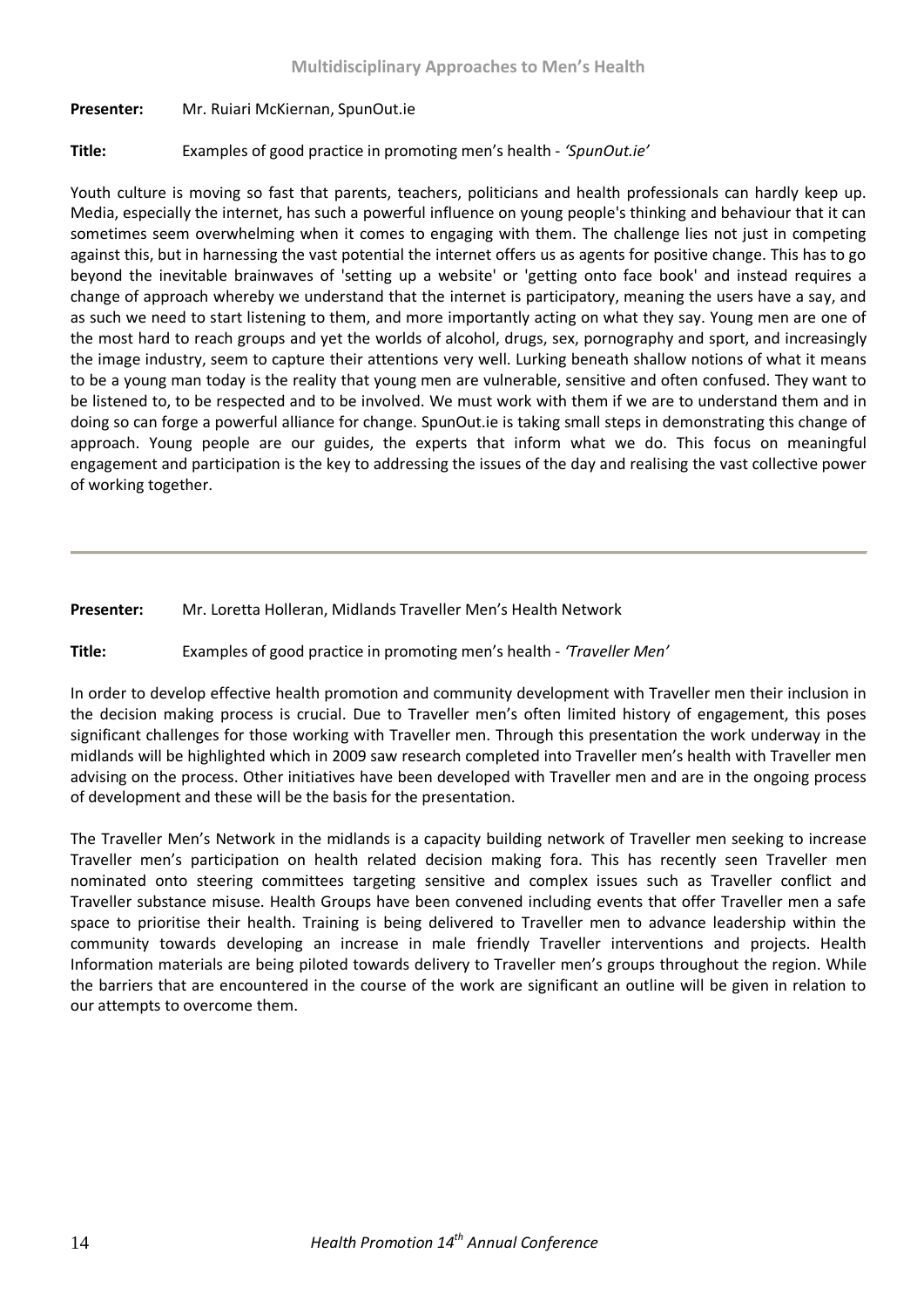**Presenter:** Mr. Ruiari McKiernan, SpunOut.ie

**Title:** Examples of good practice in promoting men's health - *'SpunOut.ie'*

Youth culture is moving so fast that parents, teachers, politicians and health professionals can hardly keep up. Media, especially the internet, has such a powerful influence on young people's thinking and behaviour that it can sometimes seem overwhelming when it comes to engaging with them. The challenge lies not just in competing against this, but in harnessing the vast potential the internet offers us as agents for positive change. This has to go beyond the inevitable brainwaves of 'setting up a website' or 'getting onto face book' and instead requires a change of approach whereby we understand that the internet is participatory, meaning the users have a say, and as such we need to start listening to them, and more importantly acting on what they say. Young men are one of the most hard to reach groups and yet the worlds of alcohol, drugs, sex, pornography and sport, and increasingly the image industry, seem to capture their attentions very well. Lurking beneath shallow notions of what it means to be a young man today is the reality that young men are vulnerable, sensitive and often confused. They want to be listened to, to be respected and to be involved. We must work with them if we are to understand them and in doing so can forge a powerful alliance for change. SpunOut.ie is taking small steps in demonstrating this change of approach. Young people are our guides, the experts that inform what we do. This focus on meaningful engagement and participation is the key to addressing the issues of the day and realising the vast collective power of working together.

---

**Presenter:** Mr. Loretta Holleran, Midlands Traveller Men's Health Network

**Title:** Examples of good practice in promoting men's health - *'Traveller Men'*

In order to develop effective health promotion and community development with Traveller men their inclusion in the decision making process is crucial. Due to Traveller men's often limited history of engagement, this poses significant challenges for those working with Traveller men. Through this presentation the work underway in the midlands will be highlighted which in 2009 saw research completed into Traveller men's health with Traveller men advising on the process. Other initiatives have been developed with Traveller men and are in the ongoing process of development and these will be the basis for the presentation.

The Traveller Men's Network in the midlands is a capacity building network of Traveller men seeking to increase Traveller men's participation on health related decision making fora. This has recently seen Traveller men nominated onto steering committees targeting sensitive and complex issues such as Traveller conflict and Traveller substance misuse. Health Groups have been convened including events that offer Traveller men a safe space to prioritise their health. Training is being delivered to Traveller men to advance leadership within the community towards developing an increase in male friendly Traveller interventions and projects. Health Information materials are being piloted towards delivery to Traveller men's groups throughout the region. While the barriers that are encountered in the course of the work are significant an outline will be given in relation to our attempts to overcome them.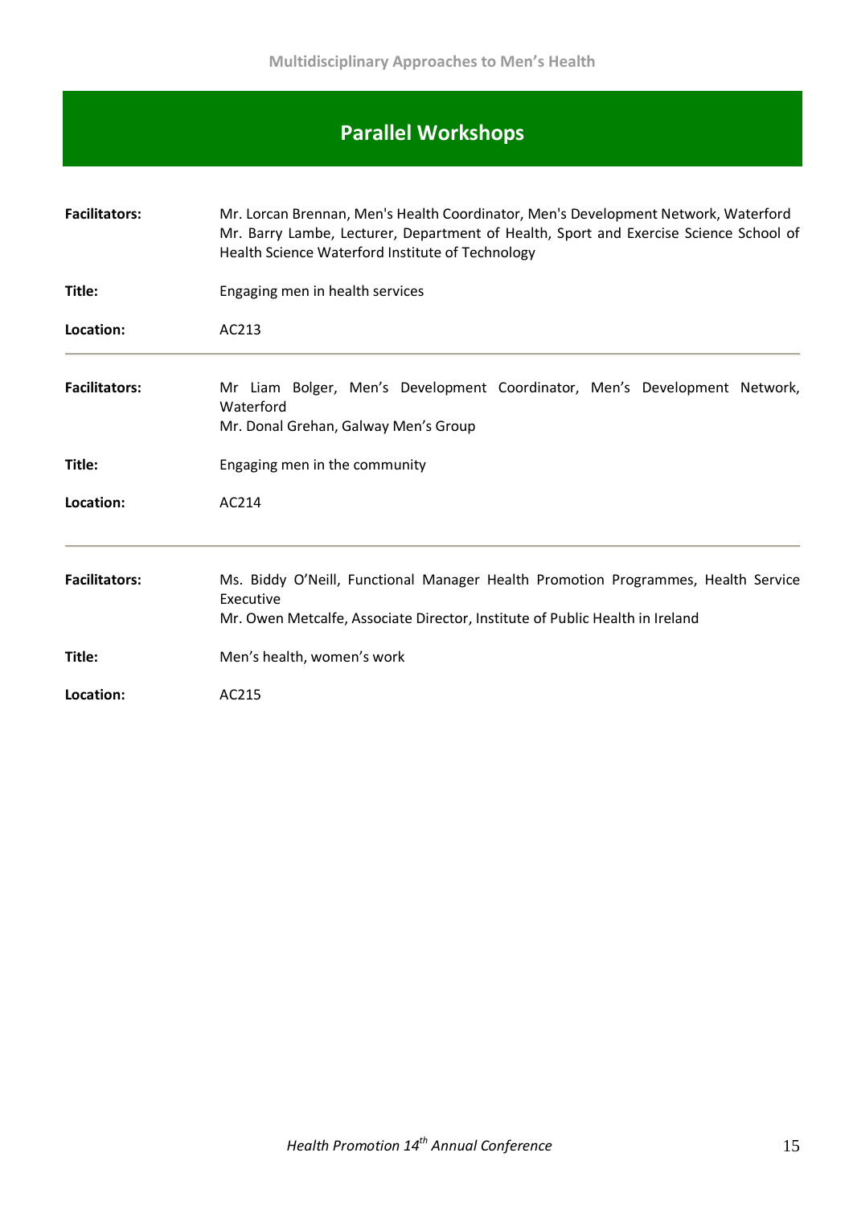# Parallel Workshops

**Facilitators:** Mr. Lorcan Brennan, Men's Health Coordinator, Men's Development Network, Waterford
Mr. Barry Lambe, Lecturer, Department of Health, Sport and Exercise Science School of Health Science Waterford Institute of Technology

**Title:** Engaging men in health services

**Location:** AC213

---

**Facilitators:** Mr Liam Bolger, Men's Development Coordinator, Men's Development Network, Waterford
Mr. Donal Grehan, Galway Men's Group

**Title:** Engaging men in the community

**Location:** AC214

---

**Facilitators:** Ms. Biddy O'Neill, Functional Manager Health Promotion Programmes, Health Service Executive
Mr. Owen Metcalfe, Associate Director, Institute of Public Health in Ireland

**Title:** Men's health, women's work

**Location:** AC215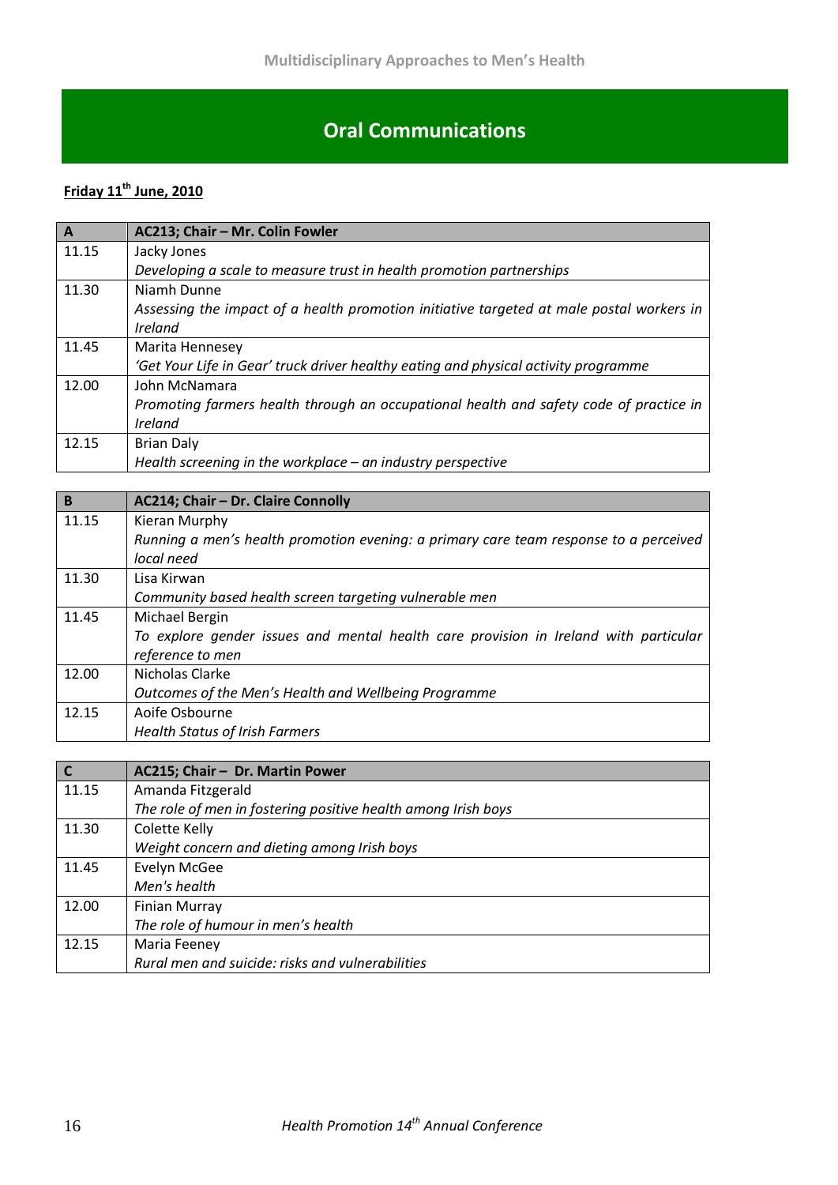# Oral Communications

**Friday 11th June, 2010**

| A | AC213; Chair – Mr. Colin Fowler |
|---|---|
| 11.15 | Jacky Jones<br>*Developing a scale to measure trust in health promotion partnerships* |
| 11.30 | Niamh Dunne<br>*Assessing the impact of a health promotion initiative targeted at male postal workers in Ireland* |
| 11.45 | Marita Hennesey<br>*'Get Your Life in Gear' truck driver healthy eating and physical activity programme* |
| 12.00 | John McNamara<br>*Promoting farmers health through an occupational health and safety code of practice in Ireland* |
| 12.15 | Brian Daly<br>*Health screening in the workplace – an industry perspective* |

| B | AC214; Chair – Dr. Claire Connolly |
|---|---|
| 11.15 | Kieran Murphy<br>*Running a men's health promotion evening: a primary care team response to a perceived local need* |
| 11.30 | Lisa Kirwan<br>*Community based health screen targeting vulnerable men* |
| 11.45 | Michael Bergin<br>*To explore gender issues and mental health care provision in Ireland with particular reference to men* |
| 12.00 | Nicholas Clarke<br>*Outcomes of the Men's Health and Wellbeing Programme* |
| 12.15 | Aoife Osbourne<br>*Health Status of Irish Farmers* |

| C | AC215; Chair – Dr. Martin Power |
|---|---|
| 11.15 | Amanda Fitzgerald<br>*The role of men in fostering positive health among Irish boys* |
| 11.30 | Colette Kelly<br>*Weight concern and dieting among Irish boys* |
| 11.45 | Evelyn McGee<br>*Men's health* |
| 12.00 | Finian Murray<br>*The role of humour in men's health* |
| 12.15 | Maria Feeney<br>*Rural men and suicide: risks and vulnerabilities* |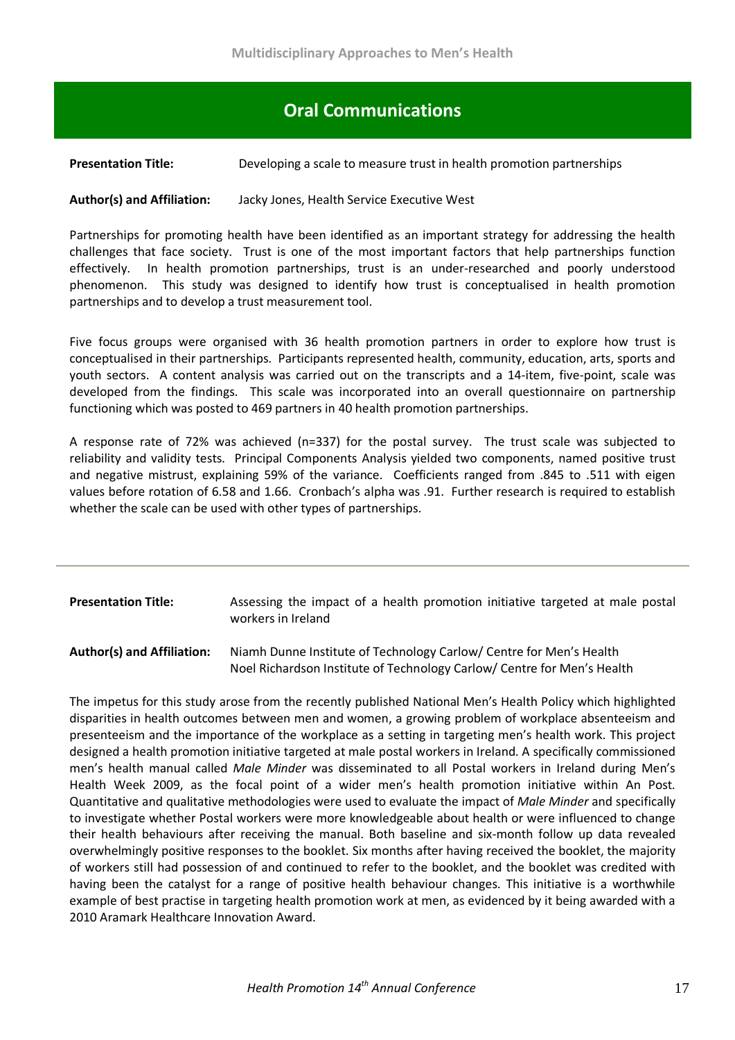## Oral Communications

**Presentation Title:** Developing a scale to measure trust in health promotion partnerships

**Author(s) and Affiliation:** Jacky Jones, Health Service Executive West

Partnerships for promoting health have been identified as an important strategy for addressing the health challenges that face society. Trust is one of the most important factors that help partnerships function effectively. In health promotion partnerships, trust is an under-researched and poorly understood phenomenon. This study was designed to identify how trust is conceptualised in health promotion partnerships and to develop a trust measurement tool.

Five focus groups were organised with 36 health promotion partners in order to explore how trust is conceptualised in their partnerships. Participants represented health, community, education, arts, sports and youth sectors. A content analysis was carried out on the transcripts and a 14-item, five-point, scale was developed from the findings. This scale was incorporated into an overall questionnaire on partnership functioning which was posted to 469 partners in 40 health promotion partnerships.

A response rate of 72% was achieved (n=337) for the postal survey. The trust scale was subjected to reliability and validity tests. Principal Components Analysis yielded two components, named positive trust and negative mistrust, explaining 59% of the variance. Coefficients ranged from .845 to .511 with eigen values before rotation of 6.58 and 1.66. Cronbach's alpha was .91. Further research is required to establish whether the scale can be used with other types of partnerships.

---

**Presentation Title:** Assessing the impact of a health promotion initiative targeted at male postal workers in Ireland

**Author(s) and Affiliation:** Niamh Dunne Institute of Technology Carlow/ Centre for Men's Health
Noel Richardson Institute of Technology Carlow/ Centre for Men's Health

The impetus for this study arose from the recently published National Men's Health Policy which highlighted disparities in health outcomes between men and women, a growing problem of workplace absenteeism and presenteeism and the importance of the workplace as a setting in targeting men's health work. This project designed a health promotion initiative targeted at male postal workers in Ireland. A specifically commissioned men's health manual called *Male Minder* was disseminated to all Postal workers in Ireland during Men's Health Week 2009, as the focal point of a wider men's health promotion initiative within An Post. Quantitative and qualitative methodologies were used to evaluate the impact of *Male Minder* and specifically to investigate whether Postal workers were more knowledgeable about health or were influenced to change their health behaviours after receiving the manual. Both baseline and six-month follow up data revealed overwhelmingly positive responses to the booklet. Six months after having received the booklet, the majority of workers still had possession of and continued to refer to the booklet, and the booklet was credited with having been the catalyst for a range of positive health behaviour changes. This initiative is a worthwhile example of best practise in targeting health promotion work at men, as evidenced by it being awarded with a 2010 Aramark Healthcare Innovation Award.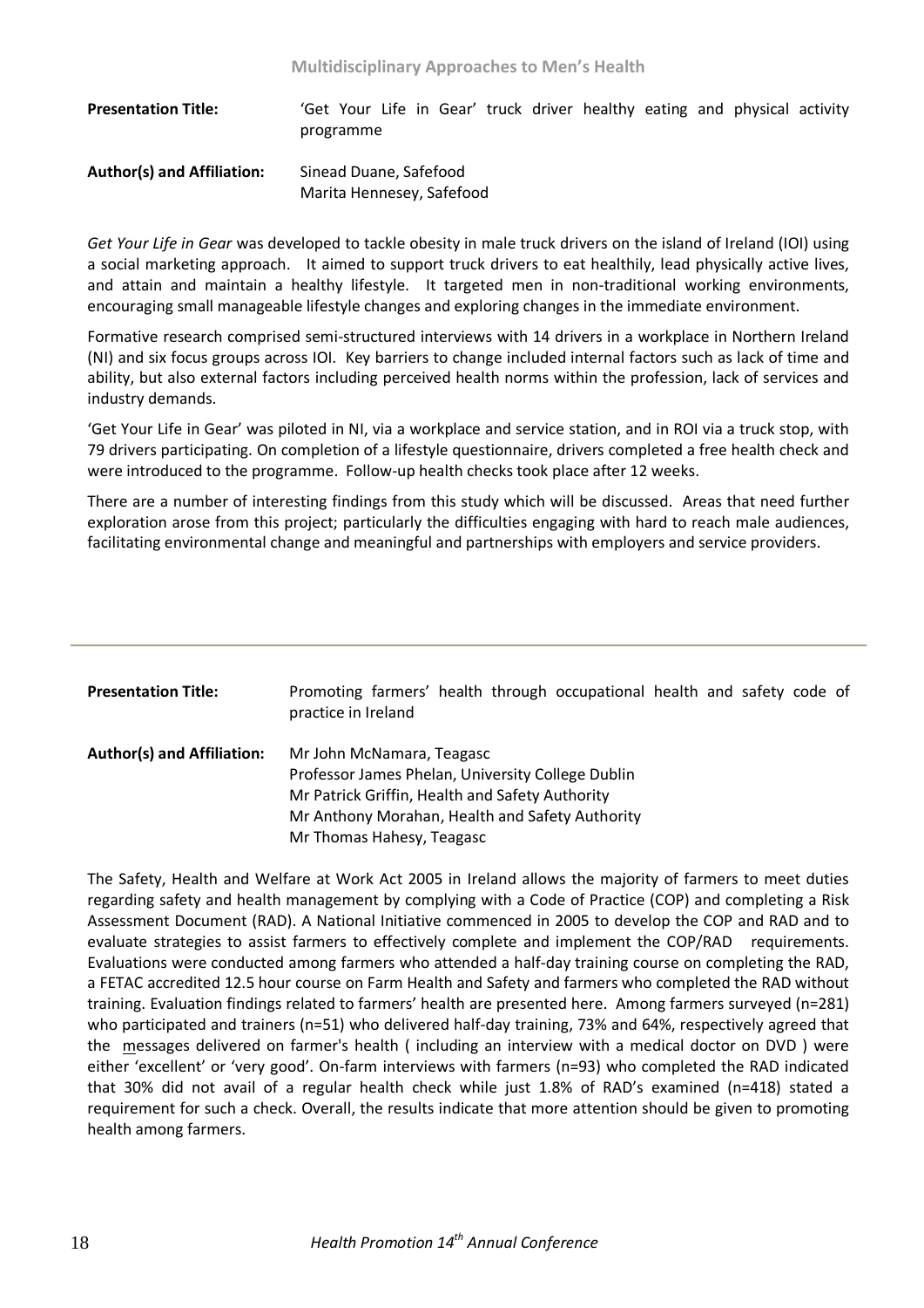**Presentation Title:** 'Get Your Life in Gear' truck driver healthy eating and physical activity programme

**Author(s) and Affiliation:** Sinead Duane, Safefood
Marita Hennesey, Safefood

*Get Your Life in Gear* was developed to tackle obesity in male truck drivers on the island of Ireland (IOI) using a social marketing approach. It aimed to support truck drivers to eat healthily, lead physically active lives, and attain and maintain a healthy lifestyle. It targeted men in non-traditional working environments, encouraging small manageable lifestyle changes and exploring changes in the immediate environment.

Formative research comprised semi-structured interviews with 14 drivers in a workplace in Northern Ireland (NI) and six focus groups across IOI. Key barriers to change included internal factors such as lack of time and ability, but also external factors including perceived health norms within the profession, lack of services and industry demands.

'Get Your Life in Gear' was piloted in NI, via a workplace and service station, and in ROI via a truck stop, with 79 drivers participating. On completion of a lifestyle questionnaire, drivers completed a free health check and were introduced to the programme. Follow-up health checks took place after 12 weeks.

There are a number of interesting findings from this study which will be discussed. Areas that need further exploration arose from this project; particularly the difficulties engaging with hard to reach male audiences, facilitating environmental change and meaningful and partnerships with employers and service providers.

---

**Presentation Title:** Promoting farmers' health through occupational health and safety code of practice in Ireland

**Author(s) and Affiliation:** Mr John McNamara, Teagasc
Professor James Phelan, University College Dublin
Mr Patrick Griffin, Health and Safety Authority
Mr Anthony Morahan, Health and Safety Authority
Mr Thomas Hahesy, Teagasc

The Safety, Health and Welfare at Work Act 2005 in Ireland allows the majority of farmers to meet duties regarding safety and health management by complying with a Code of Practice (COP) and completing a Risk Assessment Document (RAD). A National Initiative commenced in 2005 to develop the COP and RAD and to evaluate strategies to assist farmers to effectively complete and implement the COP/RAD requirements. Evaluations were conducted among farmers who attended a half-day training course on completing the RAD, a FETAC accredited 12.5 hour course on Farm Health and Safety and farmers who completed the RAD without training. Evaluation findings related to farmers' health are presented here. Among farmers surveyed (n=281) who participated and trainers (n=51) who delivered half-day training, 73% and 64%, respectively agreed that the messages delivered on farmer's health ( including an interview with a medical doctor on DVD ) were either 'excellent' or 'very good'. On-farm interviews with farmers (n=93) who completed the RAD indicated that 30% did not avail of a regular health check while just 1.8% of RAD's examined (n=418) stated a requirement for such a check. Overall, the results indicate that more attention should be given to promoting health among farmers.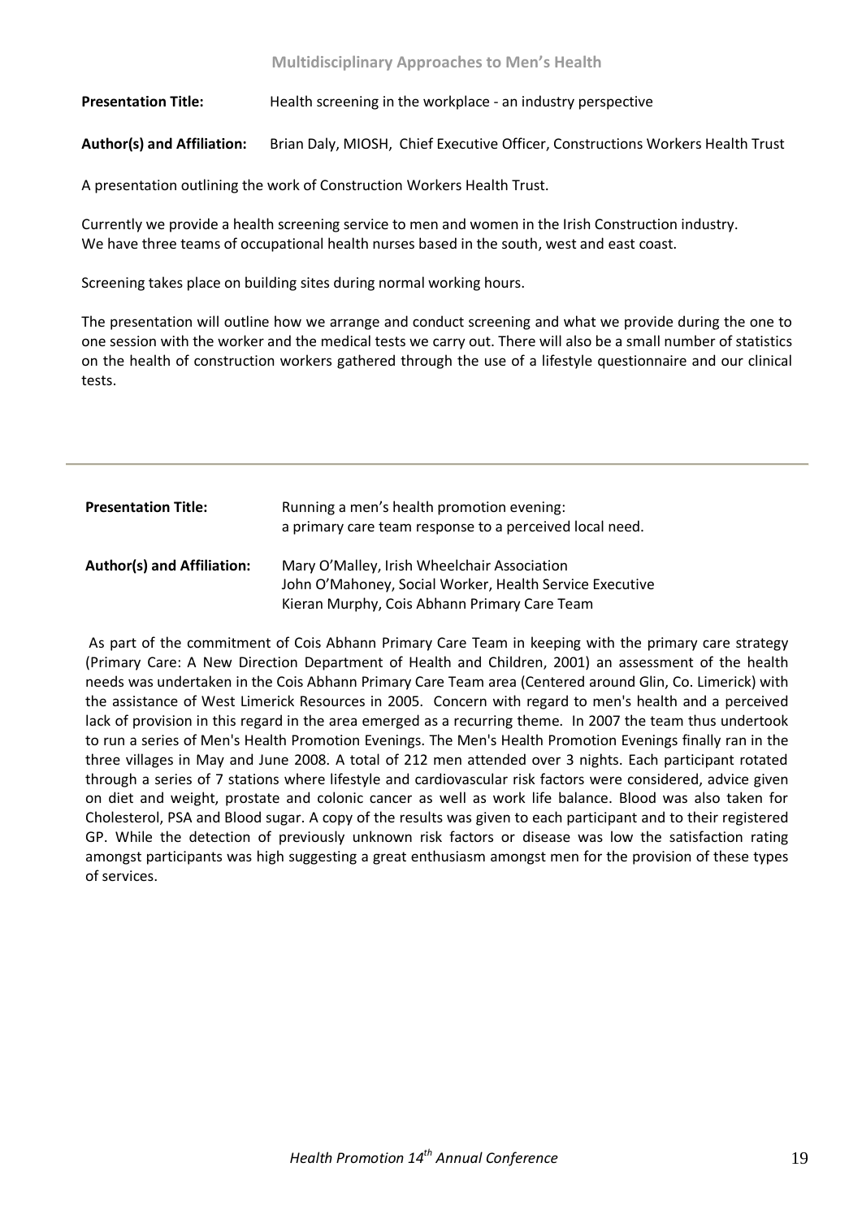**Presentation Title:** Health screening in the workplace - an industry perspective

**Author(s) and Affiliation:** Brian Daly, MIOSH, Chief Executive Officer, Constructions Workers Health Trust

A presentation outlining the work of Construction Workers Health Trust.

Currently we provide a health screening service to men and women in the Irish Construction industry. We have three teams of occupational health nurses based in the south, west and east coast.

Screening takes place on building sites during normal working hours.

The presentation will outline how we arrange and conduct screening and what we provide during the one to one session with the worker and the medical tests we carry out. There will also be a small number of statistics on the health of construction workers gathered through the use of a lifestyle questionnaire and our clinical tests.

---

**Presentation Title:** Running a men's health promotion evening: a primary care team response to a perceived local need.

**Author(s) and Affiliation:** Mary O'Malley, Irish Wheelchair Association
John O'Mahoney, Social Worker, Health Service Executive
Kieran Murphy, Cois Abhann Primary Care Team

As part of the commitment of Cois Abhann Primary Care Team in keeping with the primary care strategy (Primary Care: A New Direction Department of Health and Children, 2001) an assessment of the health needs was undertaken in the Cois Abhann Primary Care Team area (Centered around Glin, Co. Limerick) with the assistance of West Limerick Resources in 2005. Concern with regard to men's health and a perceived lack of provision in this regard in the area emerged as a recurring theme. In 2007 the team thus undertook to run a series of Men's Health Promotion Evenings. The Men's Health Promotion Evenings finally ran in the three villages in May and June 2008. A total of 212 men attended over 3 nights. Each participant rotated through a series of 7 stations where lifestyle and cardiovascular risk factors were considered, advice given on diet and weight, prostate and colonic cancer as well as work life balance. Blood was also taken for Cholesterol, PSA and Blood sugar. A copy of the results was given to each participant and to their registered GP. While the detection of previously unknown risk factors or disease was low the satisfaction rating amongst participants was high suggesting a great enthusiasm amongst men for the provision of these types of services.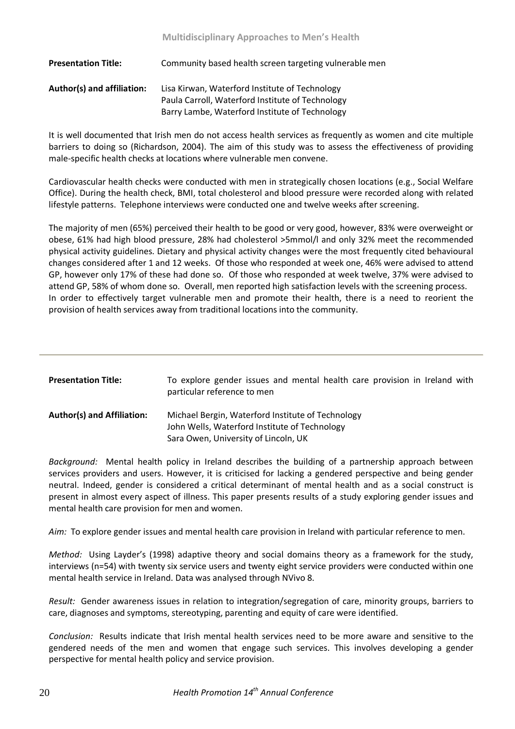**Presentation Title:** Community based health screen targeting vulnerable men

**Author(s) and affiliation:** Lisa Kirwan, Waterford Institute of Technology
Paula Carroll, Waterford Institute of Technology
Barry Lambe, Waterford Institute of Technology

It is well documented that Irish men do not access health services as frequently as women and cite multiple barriers to doing so (Richardson, 2004). The aim of this study was to assess the effectiveness of providing male-specific health checks at locations where vulnerable men convene.

Cardiovascular health checks were conducted with men in strategically chosen locations (e.g., Social Welfare Office). During the health check, BMI, total cholesterol and blood pressure were recorded along with related lifestyle patterns. Telephone interviews were conducted one and twelve weeks after screening.

The majority of men (65%) perceived their health to be good or very good, however, 83% were overweight or obese, 61% had high blood pressure, 28% had cholesterol >5mmol/l and only 32% meet the recommended physical activity guidelines. Dietary and physical activity changes were the most frequently cited behavioural changes considered after 1 and 12 weeks. Of those who responded at week one, 46% were advised to attend GP, however only 17% of these had done so. Of those who responded at week twelve, 37% were advised to attend GP, 58% of whom done so. Overall, men reported high satisfaction levels with the screening process.
In order to effectively target vulnerable men and promote their health, there is a need to reorient the provision of health services away from traditional locations into the community.

---

**Presentation Title:** To explore gender issues and mental health care provision in Ireland with particular reference to men

**Author(s) and Affiliation:** Michael Bergin, Waterford Institute of Technology
John Wells, Waterford Institute of Technology
Sara Owen, University of Lincoln, UK

*Background:* Mental health policy in Ireland describes the building of a partnership approach between services providers and users. However, it is criticised for lacking a gendered perspective and being gender neutral. Indeed, gender is considered a critical determinant of mental health and as a social construct is present in almost every aspect of illness. This paper presents results of a study exploring gender issues and mental health care provision for men and women.

*Aim:* To explore gender issues and mental health care provision in Ireland with particular reference to men.

*Method:* Using Layder's (1998) adaptive theory and social domains theory as a framework for the study, interviews (n=54) with twenty six service users and twenty eight service providers were conducted within one mental health service in Ireland. Data was analysed through NVivo 8.

*Result:* Gender awareness issues in relation to integration/segregation of care, minority groups, barriers to care, diagnoses and symptoms, stereotyping, parenting and equity of care were identified.

*Conclusion:* Results indicate that Irish mental health services need to be more aware and sensitive to the gendered needs of the men and women that engage such services. This involves developing a gender perspective for mental health policy and service provision.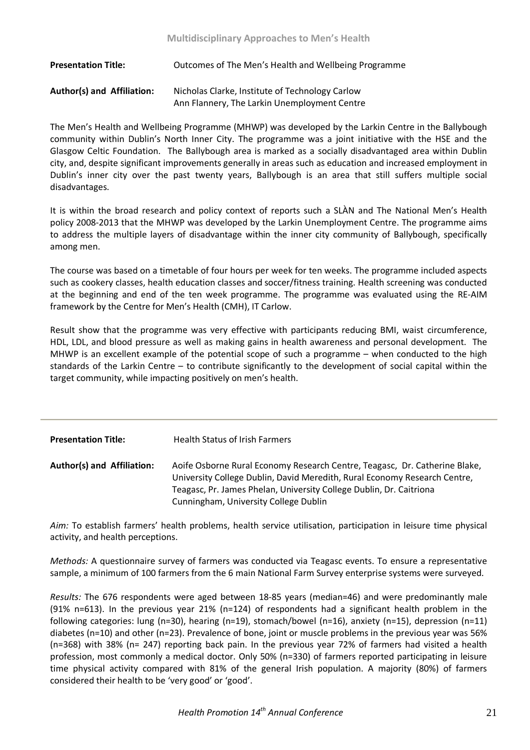**Presentation Title:** Outcomes of The Men's Health and Wellbeing Programme

**Author(s) and Affiliation:** Nicholas Clarke, Institute of Technology Carlow
Ann Flannery, The Larkin Unemployment Centre

The Men's Health and Wellbeing Programme (MHWP) was developed by the Larkin Centre in the Ballybough community within Dublin's North Inner City. The programme was a joint initiative with the HSE and the Glasgow Celtic Foundation. The Ballybough area is marked as a socially disadvantaged area within Dublin city, and, despite significant improvements generally in areas such as education and increased employment in Dublin's inner city over the past twenty years, Ballybough is an area that still suffers multiple social disadvantages.

It is within the broad research and policy context of reports such a SLÀN and The National Men's Health policy 2008-2013 that the MHWP was developed by the Larkin Unemployment Centre. The programme aims to address the multiple layers of disadvantage within the inner city community of Ballybough, specifically among men.

The course was based on a timetable of four hours per week for ten weeks. The programme included aspects such as cookery classes, health education classes and soccer/fitness training. Health screening was conducted at the beginning and end of the ten week programme. The programme was evaluated using the RE-AIM framework by the Centre for Men's Health (CMH), IT Carlow.

Result show that the programme was very effective with participants reducing BMI, waist circumference, HDL, LDL, and blood pressure as well as making gains in health awareness and personal development. The MHWP is an excellent example of the potential scope of such a programme – when conducted to the high standards of the Larkin Centre – to contribute significantly to the development of social capital within the target community, while impacting positively on men's health.

---

**Presentation Title:** Health Status of Irish Farmers

**Author(s) and Affiliation:** Aoife Osborne Rural Economy Research Centre, Teagasc, Dr. Catherine Blake, University College Dublin, David Meredith, Rural Economy Research Centre, Teagasc, Pr. James Phelan, University College Dublin, Dr. Caitriona Cunningham, University College Dublin

*Aim:* To establish farmers' health problems, health service utilisation, participation in leisure time physical activity, and health perceptions.

*Methods:* A questionnaire survey of farmers was conducted via Teagasc events. To ensure a representative sample, a minimum of 100 farmers from the 6 main National Farm Survey enterprise systems were surveyed.

*Results:* The 676 respondents were aged between 18-85 years (median=46) and were predominantly male (91% n=613). In the previous year 21% (n=124) of respondents had a significant health problem in the following categories: lung (n=30), hearing (n=19), stomach/bowel (n=16), anxiety (n=15), depression (n=11) diabetes (n=10) and other (n=23). Prevalence of bone, joint or muscle problems in the previous year was 56% (n=368) with 38% (n= 247) reporting back pain. In the previous year 72% of farmers had visited a health profession, most commonly a medical doctor. Only 50% (n=330) of farmers reported participating in leisure time physical activity compared with 81% of the general Irish population. A majority (80%) of farmers considered their health to be 'very good' or 'good'.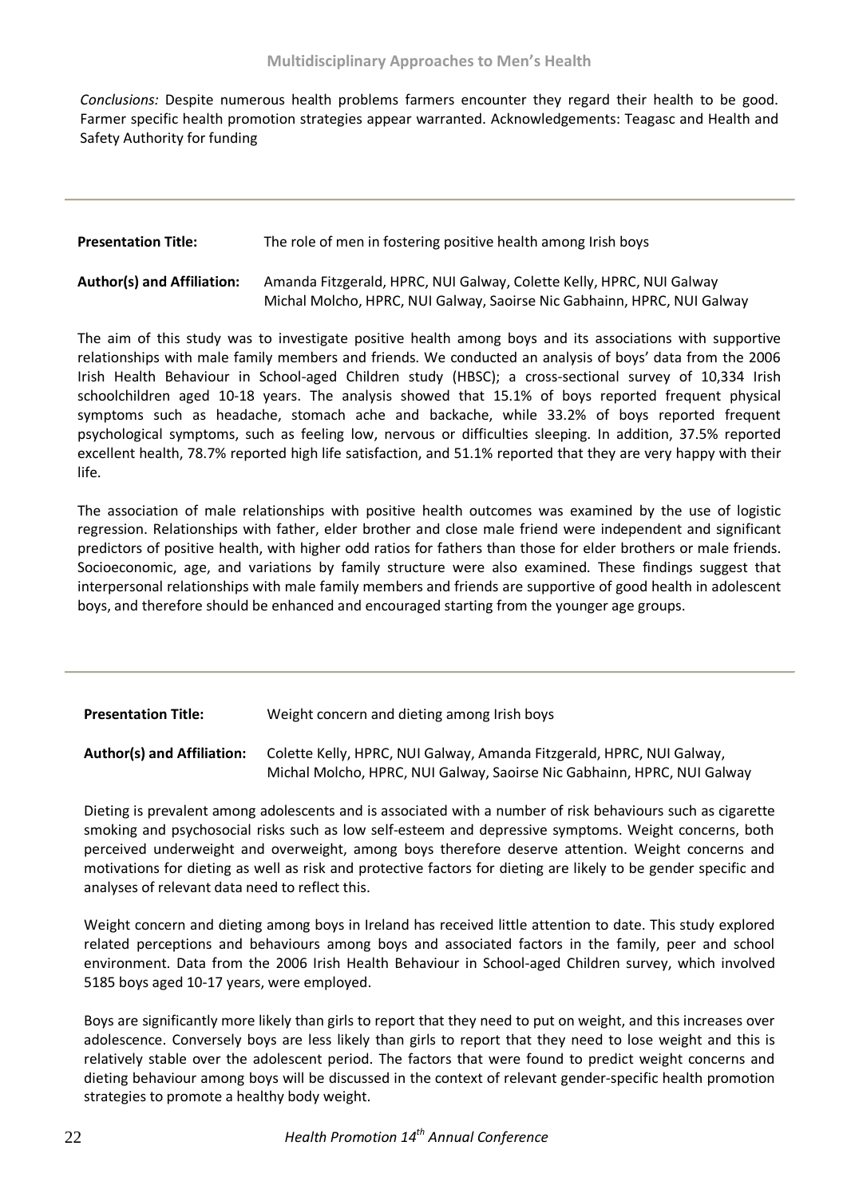*Conclusions:* Despite numerous health problems farmers encounter they regard their health to be good. Farmer specific health promotion strategies appear warranted. Acknowledgements: Teagasc and Health and Safety Authority for funding

---

**Presentation Title:** The role of men in fostering positive health among Irish boys

**Author(s) and Affiliation:** Amanda Fitzgerald, HPRC, NUI Galway, Colette Kelly, HPRC, NUI Galway Michal Molcho, HPRC, NUI Galway, Saoirse Nic Gabhainn, HPRC, NUI Galway

The aim of this study was to investigate positive health among boys and its associations with supportive relationships with male family members and friends. We conducted an analysis of boys' data from the 2006 Irish Health Behaviour in School-aged Children study (HBSC); a cross-sectional survey of 10,334 Irish schoolchildren aged 10-18 years. The analysis showed that 15.1% of boys reported frequent physical symptoms such as headache, stomach ache and backache, while 33.2% of boys reported frequent psychological symptoms, such as feeling low, nervous or difficulties sleeping. In addition, 37.5% reported excellent health, 78.7% reported high life satisfaction, and 51.1% reported that they are very happy with their life.

The association of male relationships with positive health outcomes was examined by the use of logistic regression. Relationships with father, elder brother and close male friend were independent and significant predictors of positive health, with higher odd ratios for fathers than those for elder brothers or male friends. Socioeconomic, age, and variations by family structure were also examined. These findings suggest that interpersonal relationships with male family members and friends are supportive of good health in adolescent boys, and therefore should be enhanced and encouraged starting from the younger age groups.

---

**Presentation Title:** Weight concern and dieting among Irish boys

**Author(s) and Affiliation:** Colette Kelly, HPRC, NUI Galway, Amanda Fitzgerald, HPRC, NUI Galway, Michal Molcho, HPRC, NUI Galway, Saoirse Nic Gabhainn, HPRC, NUI Galway

Dieting is prevalent among adolescents and is associated with a number of risk behaviours such as cigarette smoking and psychosocial risks such as low self-esteem and depressive symptoms. Weight concerns, both perceived underweight and overweight, among boys therefore deserve attention. Weight concerns and motivations for dieting as well as risk and protective factors for dieting are likely to be gender specific and analyses of relevant data need to reflect this.

Weight concern and dieting among boys in Ireland has received little attention to date. This study explored related perceptions and behaviours among boys and associated factors in the family, peer and school environment. Data from the 2006 Irish Health Behaviour in School-aged Children survey, which involved 5185 boys aged 10-17 years, were employed.

Boys are significantly more likely than girls to report that they need to put on weight, and this increases over adolescence. Conversely boys are less likely than girls to report that they need to lose weight and this is relatively stable over the adolescent period. The factors that were found to predict weight concerns and dieting behaviour among boys will be discussed in the context of relevant gender-specific health promotion strategies to promote a healthy body weight.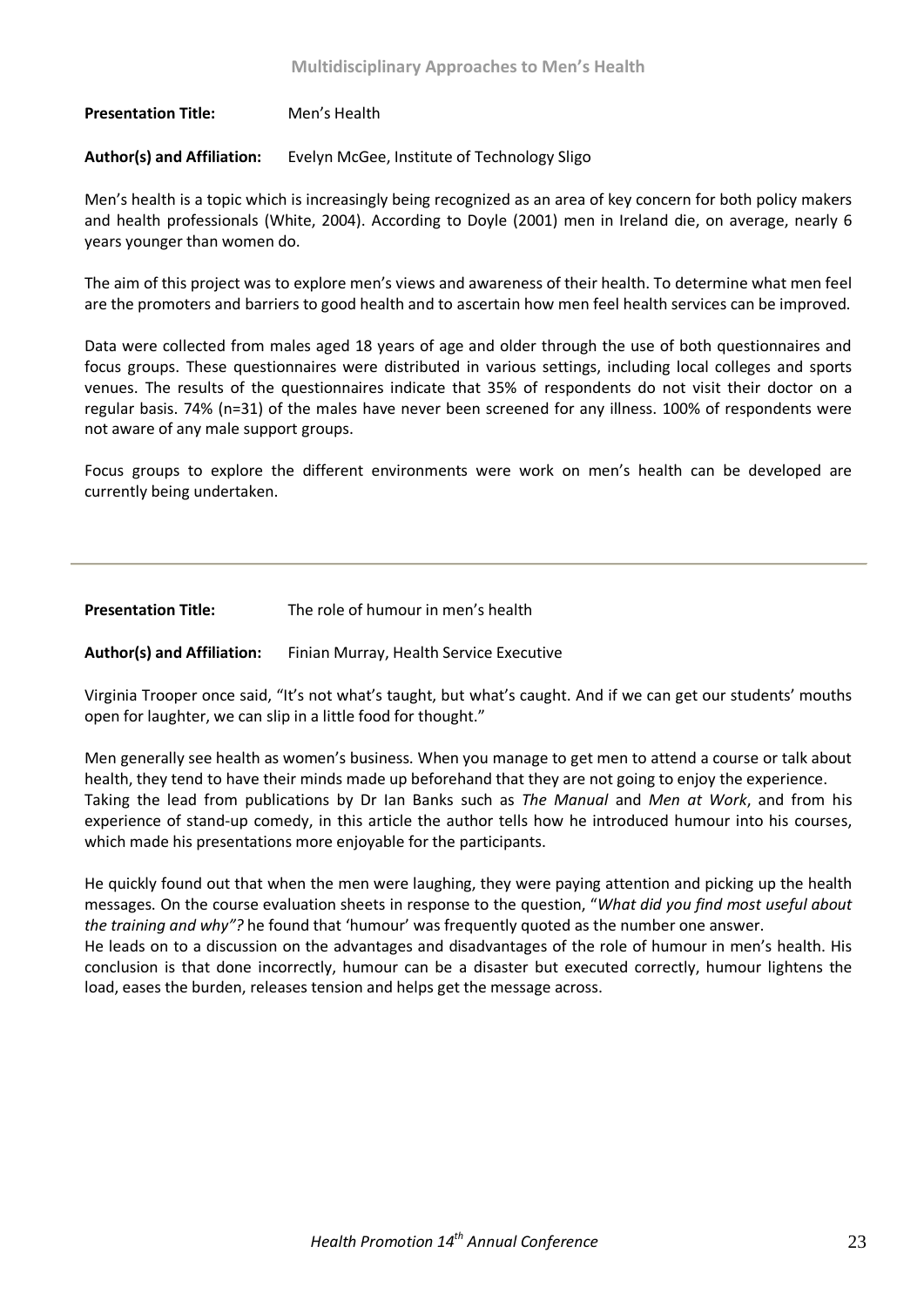**Presentation Title:** Men's Health

**Author(s) and Affiliation:** Evelyn McGee, Institute of Technology Sligo

Men's health is a topic which is increasingly being recognized as an area of key concern for both policy makers and health professionals (White, 2004). According to Doyle (2001) men in Ireland die, on average, nearly 6 years younger than women do.

The aim of this project was to explore men's views and awareness of their health. To determine what men feel are the promoters and barriers to good health and to ascertain how men feel health services can be improved.

Data were collected from males aged 18 years of age and older through the use of both questionnaires and focus groups. These questionnaires were distributed in various settings, including local colleges and sports venues. The results of the questionnaires indicate that 35% of respondents do not visit their doctor on a regular basis. 74% (n=31) of the males have never been screened for any illness. 100% of respondents were not aware of any male support groups.

Focus groups to explore the different environments were work on men's health can be developed are currently being undertaken.

---

**Presentation Title:** The role of humour in men's health

**Author(s) and Affiliation:** Finian Murray, Health Service Executive

Virginia Trooper once said, "It's not what's taught, but what's caught. And if we can get our students' mouths open for laughter, we can slip in a little food for thought."

Men generally see health as women's business. When you manage to get men to attend a course or talk about health, they tend to have their minds made up beforehand that they are not going to enjoy the experience. Taking the lead from publications by Dr Ian Banks such as *The Manual* and *Men at Work*, and from his experience of stand-up comedy, in this article the author tells how he introduced humour into his courses, which made his presentations more enjoyable for the participants.

He quickly found out that when the men were laughing, they were paying attention and picking up the health messages. On the course evaluation sheets in response to the question, "*What did you find most useful about the training and why"?* he found that 'humour' was frequently quoted as the number one answer. He leads on to a discussion on the advantages and disadvantages of the role of humour in men's health. His conclusion is that done incorrectly, humour can be a disaster but executed correctly, humour lightens the load, eases the burden, releases tension and helps get the message across.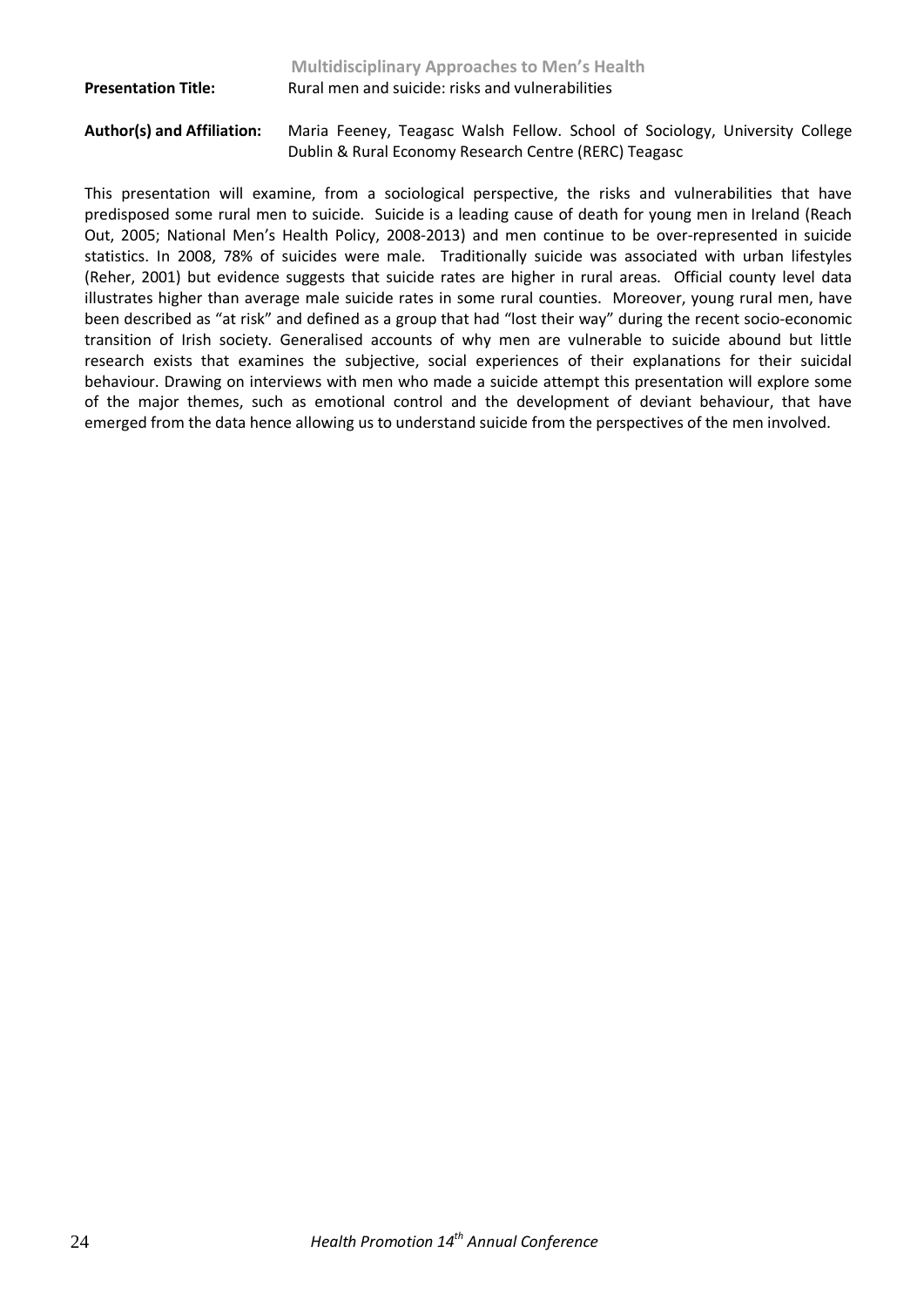**Multidisciplinary Approaches to Men's Health**

**Presentation Title:** Rural men and suicide: risks and vulnerabilities

**Author(s) and Affiliation:** Maria Feeney, Teagasc Walsh Fellow. School of Sociology, University College Dublin & Rural Economy Research Centre (RERC) Teagasc

This presentation will examine, from a sociological perspective, the risks and vulnerabilities that have predisposed some rural men to suicide. Suicide is a leading cause of death for young men in Ireland (Reach Out, 2005; National Men's Health Policy, 2008-2013) and men continue to be over-represented in suicide statistics. In 2008, 78% of suicides were male. Traditionally suicide was associated with urban lifestyles (Reher, 2001) but evidence suggests that suicide rates are higher in rural areas. Official county level data illustrates higher than average male suicide rates in some rural counties. Moreover, young rural men, have been described as "at risk" and defined as a group that had "lost their way" during the recent socio-economic transition of Irish society. Generalised accounts of why men are vulnerable to suicide abound but little research exists that examines the subjective, social experiences of their explanations for their suicidal behaviour. Drawing on interviews with men who made a suicide attempt this presentation will explore some of the major themes, such as emotional control and the development of deviant behaviour, that have emerged from the data hence allowing us to understand suicide from the perspectives of the men involved.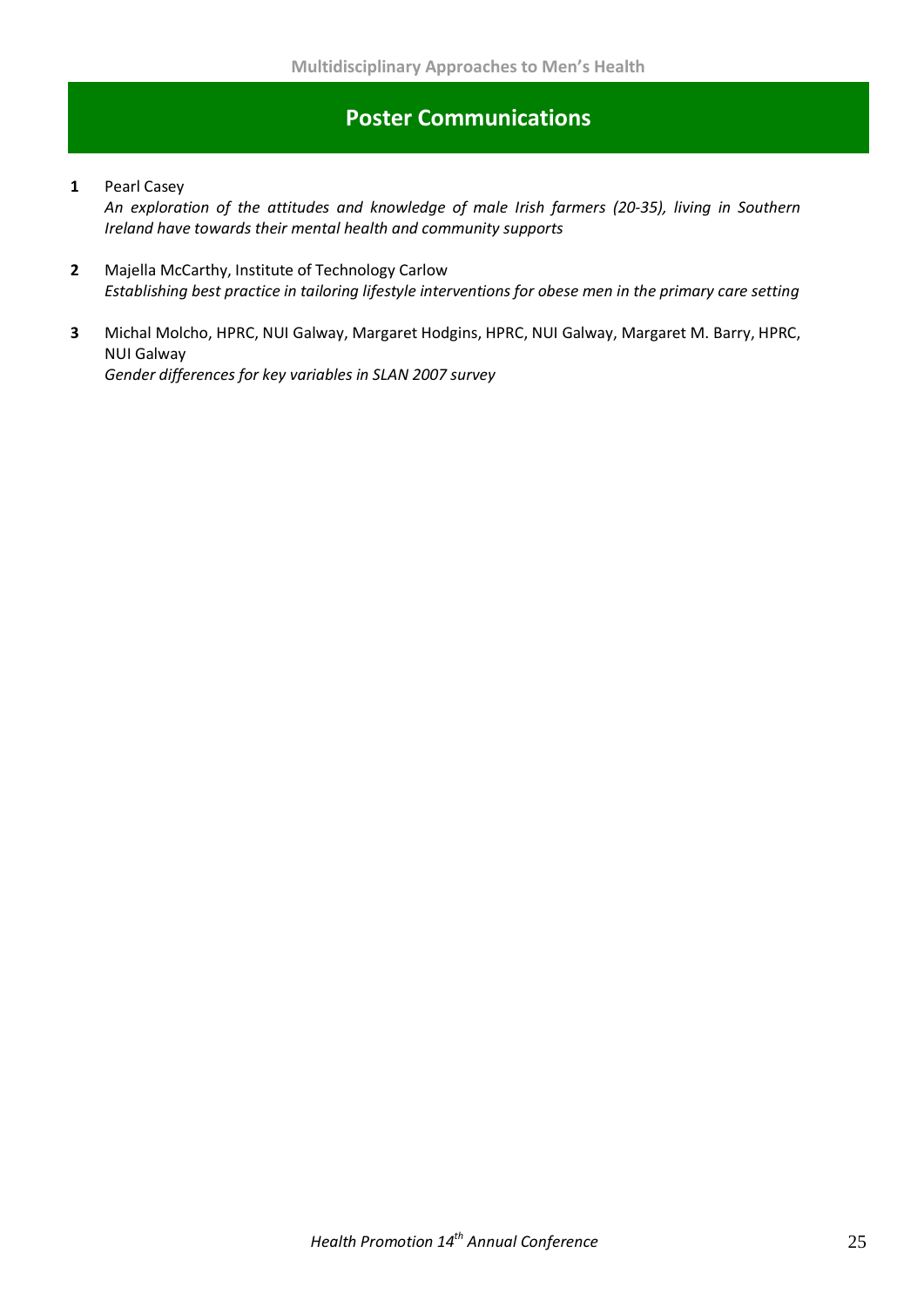## Poster Communications

**1** Pearl Casey
*An exploration of the attitudes and knowledge of male Irish farmers (20-35), living in Southern Ireland have towards their mental health and community supports*

**2** Majella McCarthy, Institute of Technology Carlow
*Establishing best practice in tailoring lifestyle interventions for obese men in the primary care setting*

**3** Michal Molcho, HPRC, NUI Galway, Margaret Hodgins, HPRC, NUI Galway, Margaret M. Barry, HPRC, NUI Galway
*Gender differences for key variables in SLAN 2007 survey*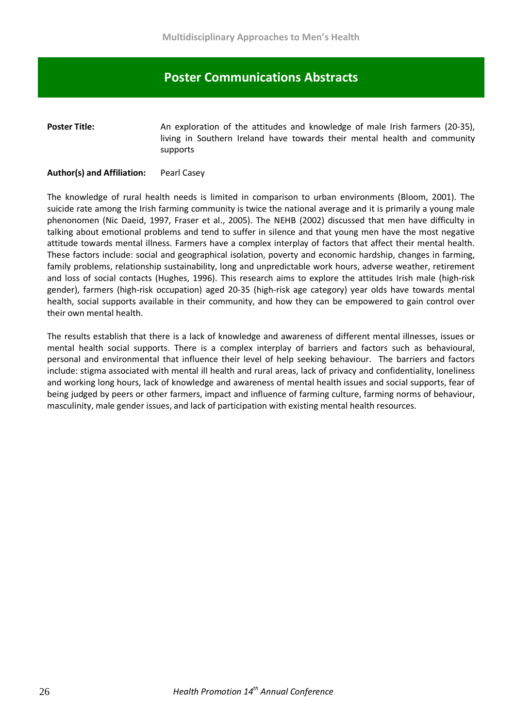## Poster Communications Abstracts

**Poster Title:** An exploration of the attitudes and knowledge of male Irish farmers (20-35), living in Southern Ireland have towards their mental health and community supports

**Author(s) and Affiliation:** Pearl Casey

The knowledge of rural health needs is limited in comparison to urban environments (Bloom, 2001). The suicide rate among the Irish farming community is twice the national average and it is primarily a young male phenonomen (Nic Daeid, 1997, Fraser et al., 2005). The NEHB (2002) discussed that men have difficulty in talking about emotional problems and tend to suffer in silence and that young men have the most negative attitude towards mental illness. Farmers have a complex interplay of factors that affect their mental health. These factors include: social and geographical isolation, poverty and economic hardship, changes in farming, family problems, relationship sustainability, long and unpredictable work hours, adverse weather, retirement and loss of social contacts (Hughes, 1996). This research aims to explore the attitudes Irish male (high-risk gender), farmers (high-risk occupation) aged 20-35 (high-risk age category) year olds have towards mental health, social supports available in their community, and how they can be empowered to gain control over their own mental health.

The results establish that there is a lack of knowledge and awareness of different mental illnesses, issues or mental health social supports. There is a complex interplay of barriers and factors such as behavioural, personal and environmental that influence their level of help seeking behaviour. The barriers and factors include: stigma associated with mental ill health and rural areas, lack of privacy and confidentiality, loneliness and working long hours, lack of knowledge and awareness of mental health issues and social supports, fear of being judged by peers or other farmers, impact and influence of farming culture, farming norms of behaviour, masculinity, male gender issues, and lack of participation with existing mental health resources.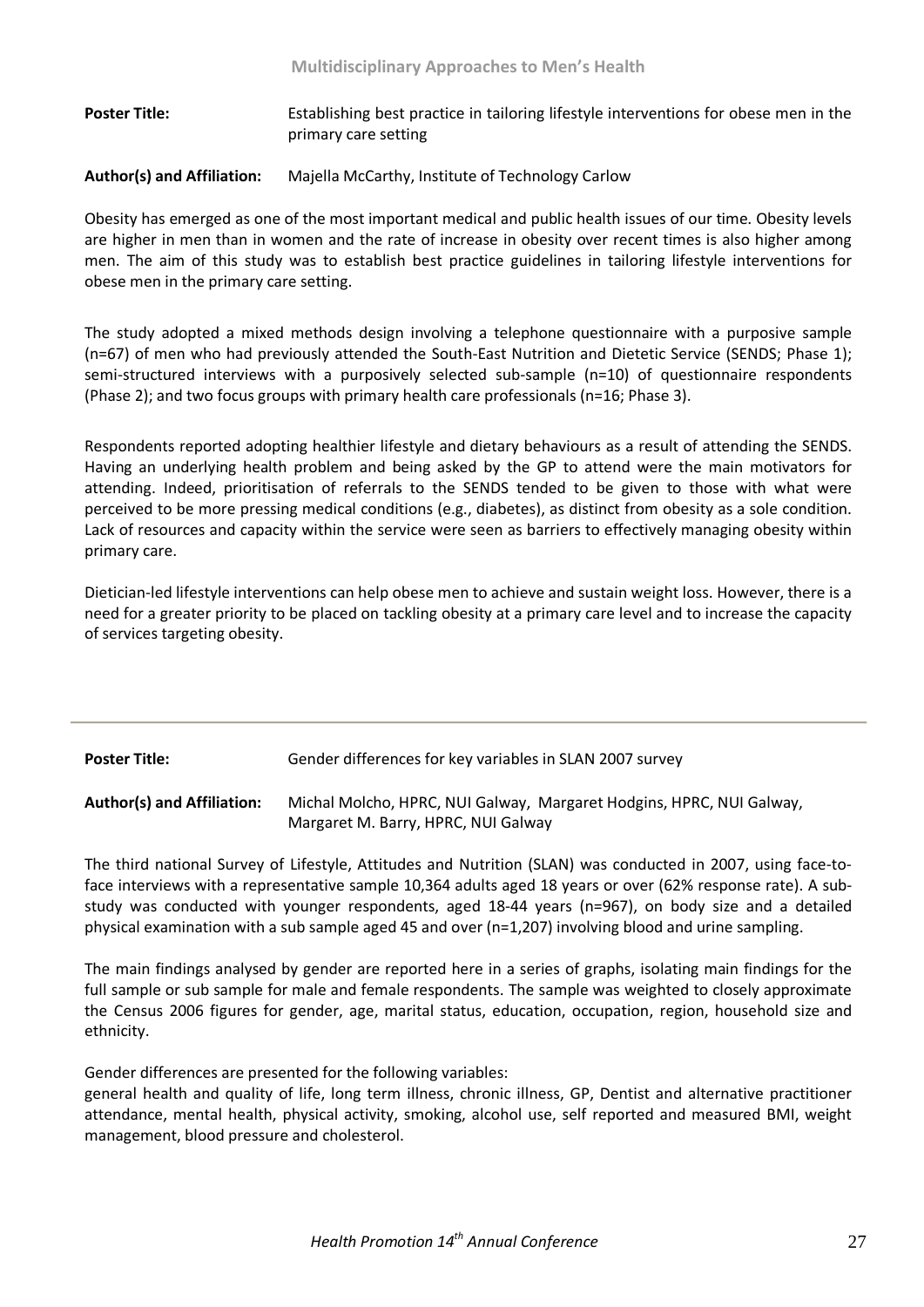**Poster Title:** Establishing best practice in tailoring lifestyle interventions for obese men in the primary care setting

**Author(s) and Affiliation:** Majella McCarthy, Institute of Technology Carlow

Obesity has emerged as one of the most important medical and public health issues of our time. Obesity levels are higher in men than in women and the rate of increase in obesity over recent times is also higher among men. The aim of this study was to establish best practice guidelines in tailoring lifestyle interventions for obese men in the primary care setting.

The study adopted a mixed methods design involving a telephone questionnaire with a purposive sample (n=67) of men who had previously attended the South-East Nutrition and Dietetic Service (SENDS; Phase 1); semi-structured interviews with a purposively selected sub-sample (n=10) of questionnaire respondents (Phase 2); and two focus groups with primary health care professionals (n=16; Phase 3).

Respondents reported adopting healthier lifestyle and dietary behaviours as a result of attending the SENDS. Having an underlying health problem and being asked by the GP to attend were the main motivators for attending. Indeed, prioritisation of referrals to the SENDS tended to be given to those with what were perceived to be more pressing medical conditions (e.g., diabetes), as distinct from obesity as a sole condition. Lack of resources and capacity within the service were seen as barriers to effectively managing obesity within primary care.

Dietician-led lifestyle interventions can help obese men to achieve and sustain weight loss. However, there is a need for a greater priority to be placed on tackling obesity at a primary care level and to increase the capacity of services targeting obesity.

---

**Poster Title:** Gender differences for key variables in SLAN 2007 survey

**Author(s) and Affiliation:** Michal Molcho, HPRC, NUI Galway, Margaret Hodgins, HPRC, NUI Galway, Margaret M. Barry, HPRC, NUI Galway

The third national Survey of Lifestyle, Attitudes and Nutrition (SLAN) was conducted in 2007, using face-to-face interviews with a representative sample 10,364 adults aged 18 years or over (62% response rate). A sub-study was conducted with younger respondents, aged 18-44 years (n=967), on body size and a detailed physical examination with a sub sample aged 45 and over (n=1,207) involving blood and urine sampling.

The main findings analysed by gender are reported here in a series of graphs, isolating main findings for the full sample or sub sample for male and female respondents. The sample was weighted to closely approximate the Census 2006 figures for gender, age, marital status, education, occupation, region, household size and ethnicity.

Gender differences are presented for the following variables:
general health and quality of life, long term illness, chronic illness, GP, Dentist and alternative practitioner attendance, mental health, physical activity, smoking, alcohol use, self reported and measured BMI, weight management, blood pressure and cholesterol.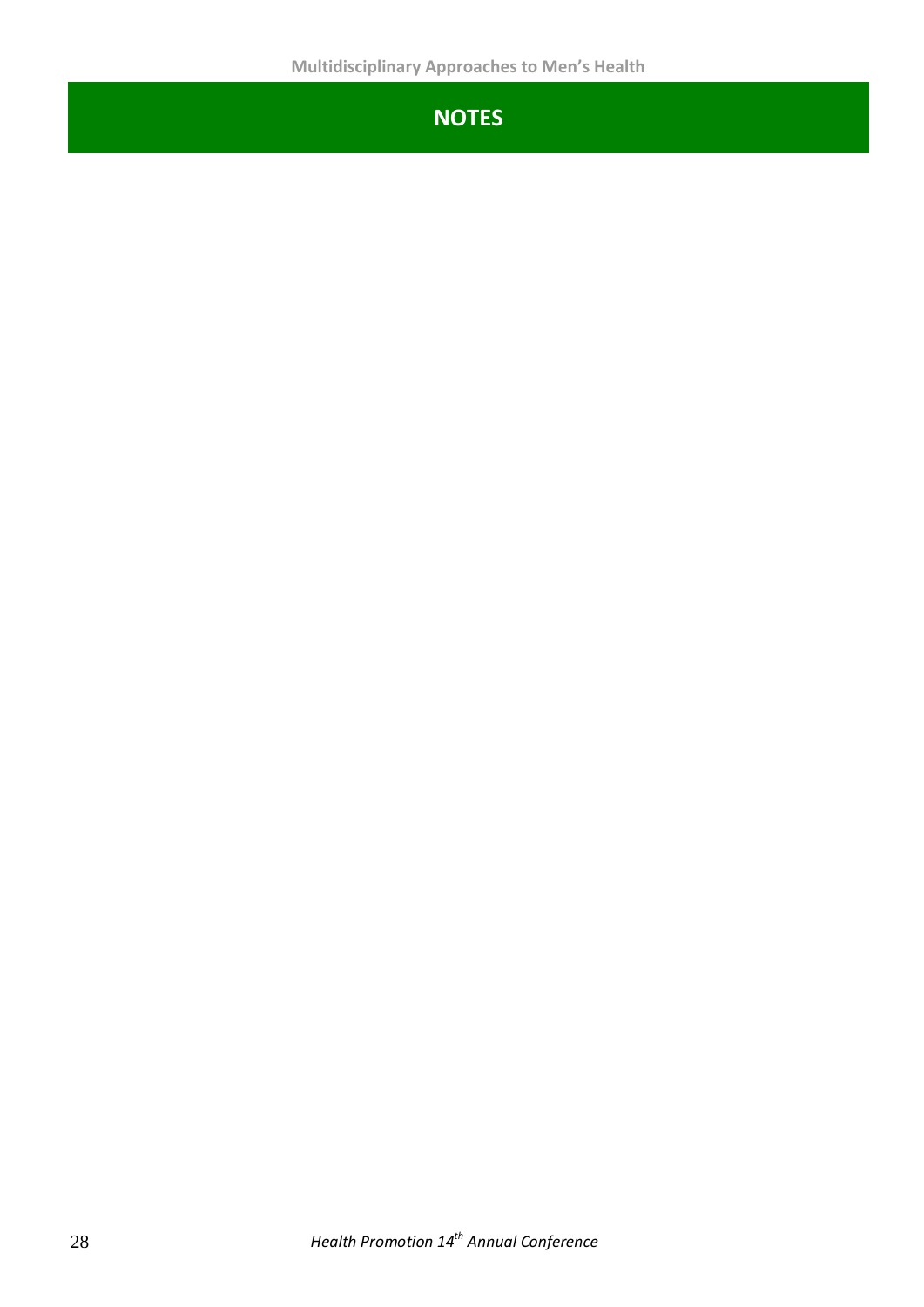# NOTES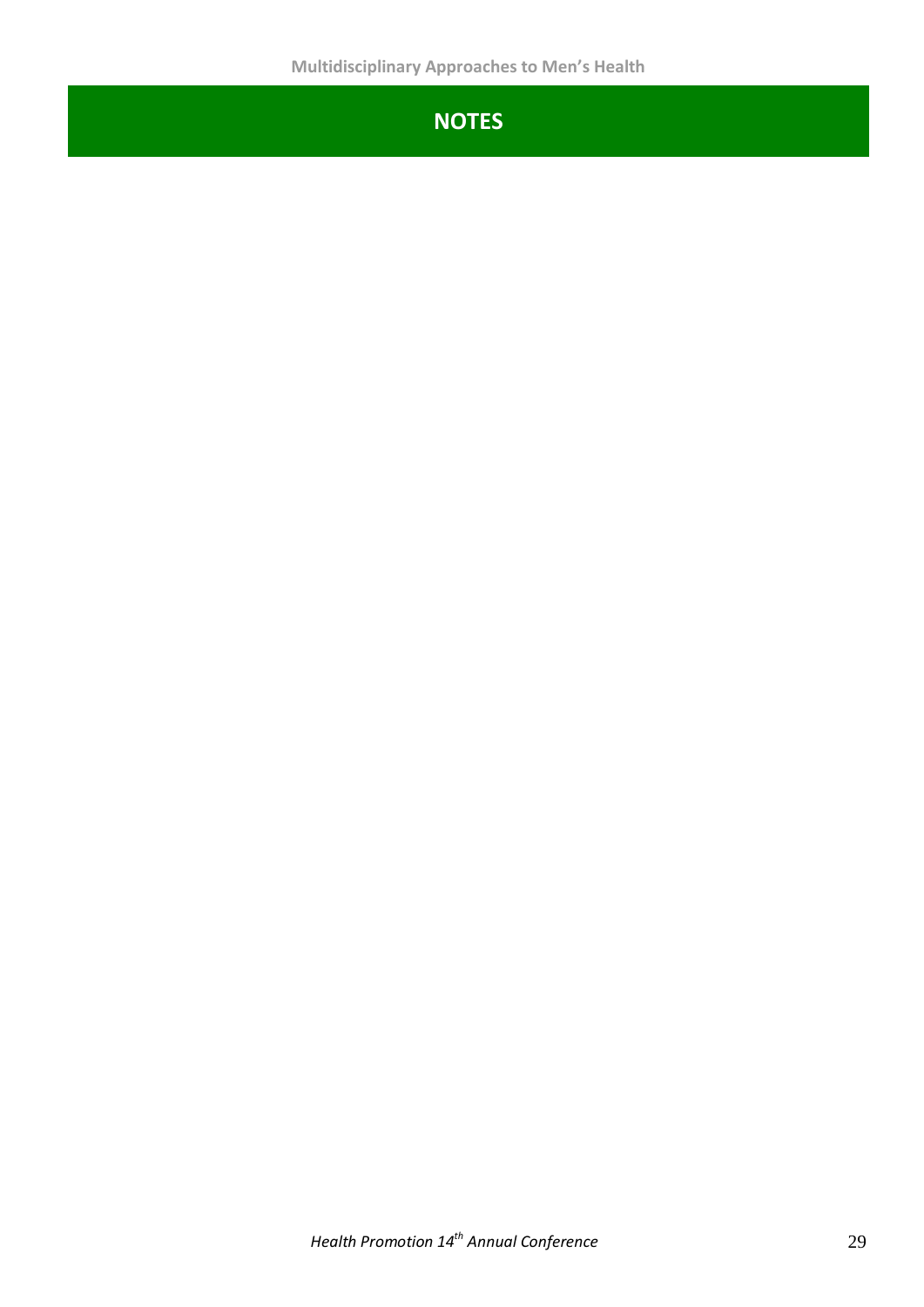# NOTES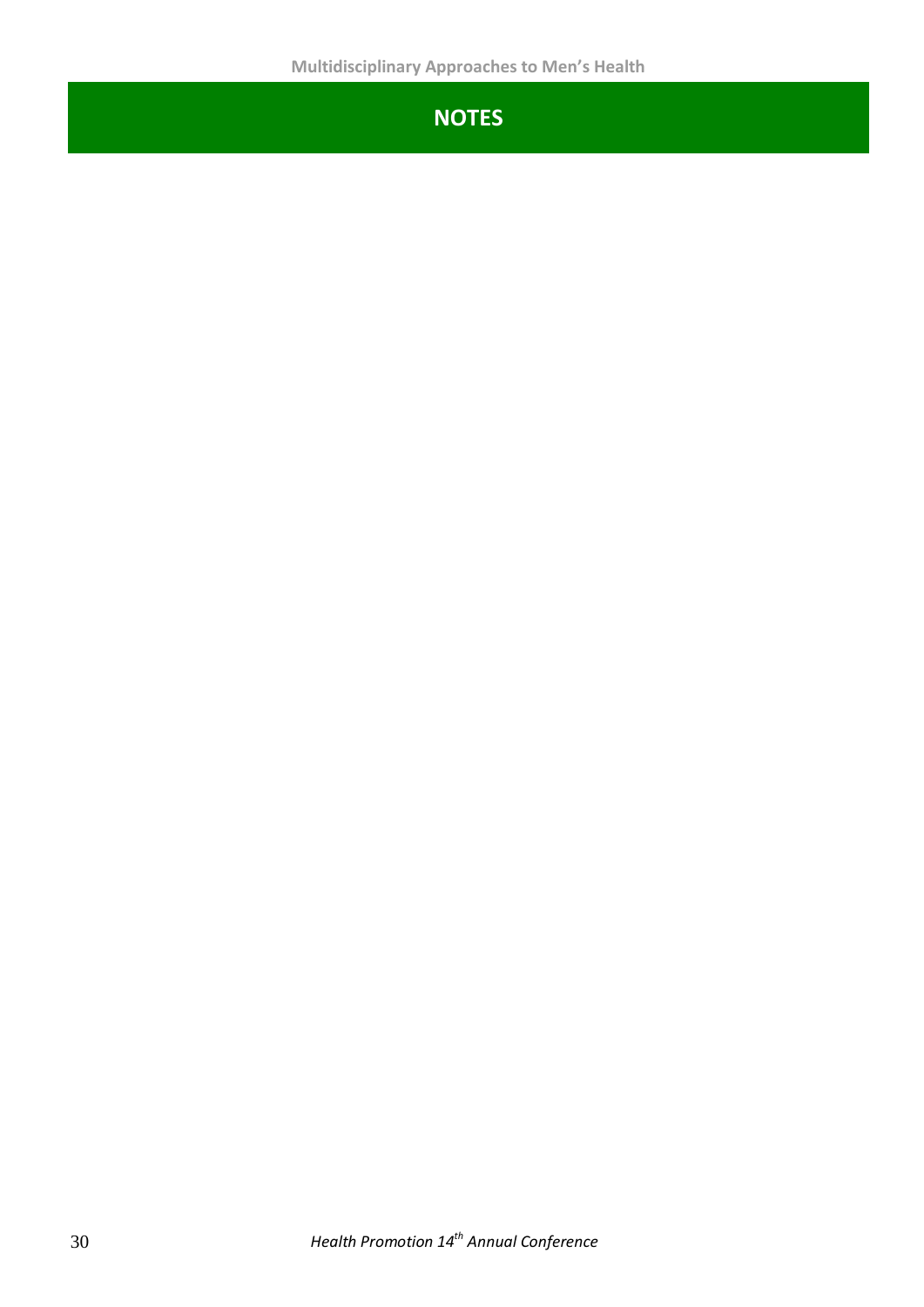# NOTES